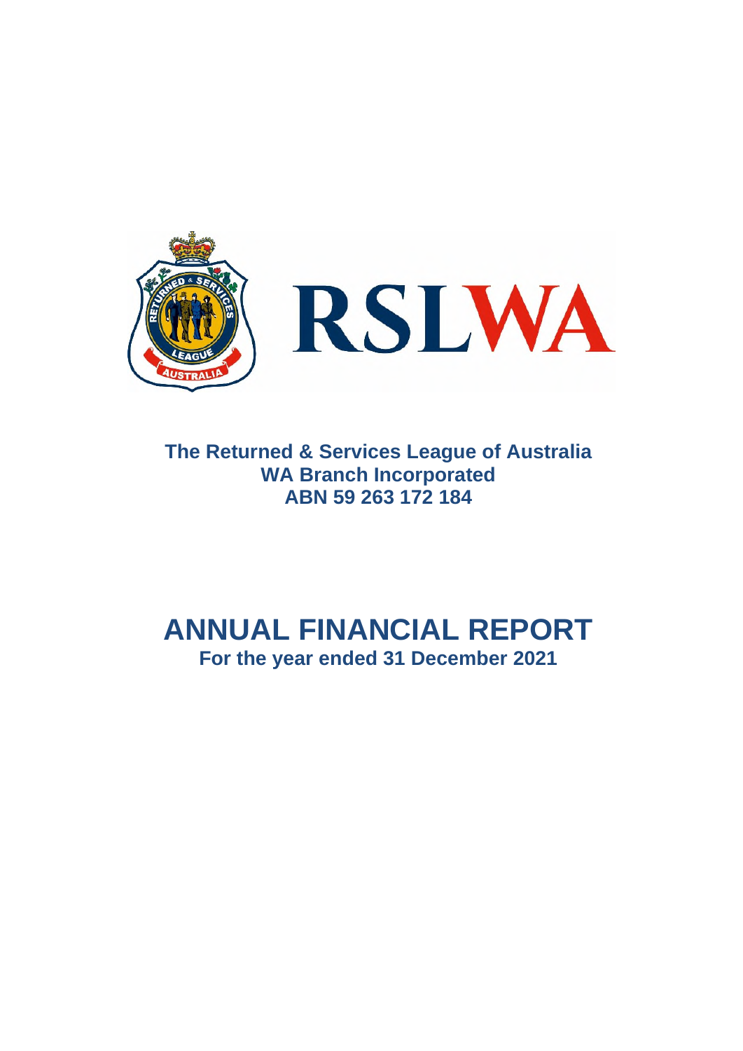RSLWA

**The Returned & Services League of Australia**
**WA Branch Incorporated**
**ABN 59 263 172 184**

# ANNUAL FINANCIAL REPORT

**For the year ended 31 December 2021**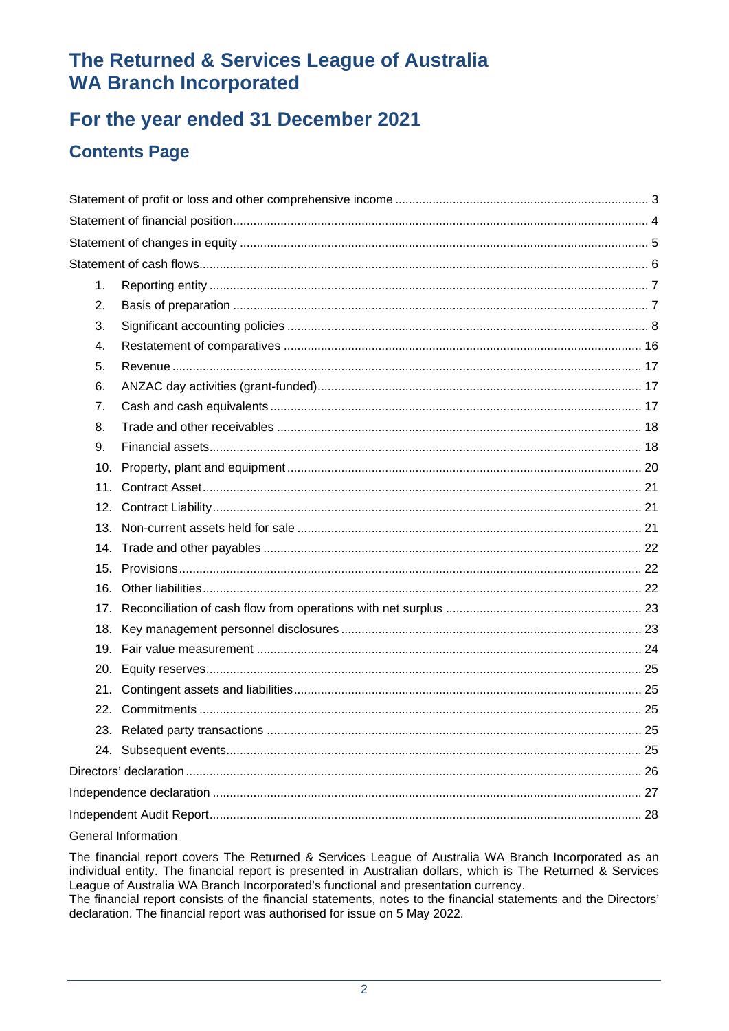# The Returned & Services League of Australia WA Branch Incorporated

## For the year ended 31 December 2021

### Contents Page

| | |
|---|---|
| Statement of profit or loss and other comprehensive income | 3 |
| Statement of financial position | 4 |
| Statement of changes in equity | 5 |
| Statement of cash flows | 6 |
| 1. Reporting entity | 7 |
| 2. Basis of preparation | 7 |
| 3. Significant accounting policies | 8 |
| 4. Restatement of comparatives | 16 |
| 5. Revenue | 17 |
| 6. ANZAC day activities (grant-funded) | 17 |
| 7. Cash and cash equivalents | 17 |
| 8. Trade and other receivables | 18 |
| 9. Financial assets | 18 |
| 10. Property, plant and equipment | 20 |
| 11. Contract Asset | 21 |
| 12. Contract Liability | 21 |
| 13. Non-current assets held for sale | 21 |
| 14. Trade and other payables | 22 |
| 15. Provisions | 22 |
| 16. Other liabilities | 22 |
| 17. Reconciliation of cash flow from operations with net surplus | 23 |
| 18. Key management personnel disclosures | 23 |
| 19. Fair value measurement | 24 |
| 20. Equity reserves | 25 |
| 21. Contingent assets and liabilities | 25 |
| 22. Commitments | 25 |
| 23. Related party transactions | 25 |
| 24. Subsequent events | 25 |
| Directors' declaration | 26 |
| Independence declaration | 27 |
| Independent Audit Report | 28 |

General Information

The financial report covers The Returned & Services League of Australia WA Branch Incorporated as an individual entity. The financial report is presented in Australian dollars, which is The Returned & Services League of Australia WA Branch Incorporated's functional and presentation currency.
The financial report consists of the financial statements, notes to the financial statements and the Directors' declaration. The financial report was authorised for issue on 5 May 2022.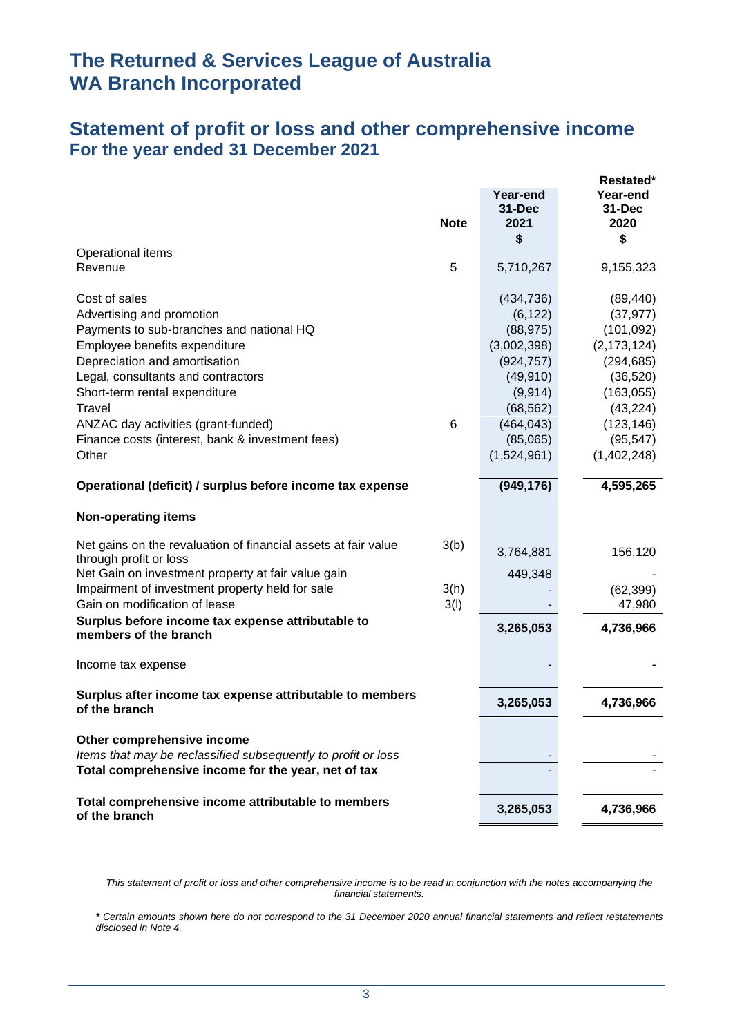# The Returned & Services League of Australia WA Branch Incorporated

## Statement of profit or loss and other comprehensive income

### For the year ended 31 December 2021

| | Note | Year-end 31-Dec 2021 $ | Restated* Year-end 31-Dec 2020 $ |
|---|---|---|---|
| Operational items | | | |
| Revenue | 5 | 5,710,267 | 9,155,323 |
| Cost of sales | | (434,736) | (89,440) |
| Advertising and promotion | | (6,122) | (37,977) |
| Payments to sub-branches and national HQ | | (88,975) | (101,092) |
| Employee benefits expenditure | | (3,002,398) | (2,173,124) |
| Depreciation and amortisation | | (924,757) | (294,685) |
| Legal, consultants and contractors | | (49,910) | (36,520) |
| Short-term rental expenditure | | (9,914) | (163,055) |
| Travel | | (68,562) | (43,224) |
| ANZAC day activities (grant-funded) | 6 | (464,043) | (123,146) |
| Finance costs (interest, bank & investment fees) | | (85,065) | (95,547) |
| Other | | (1,524,961) | (1,402,248) |
| **Operational (deficit) / surplus before income tax expense** | | **(949,176)** | **4,595,265** |
| **Non-operating items** | | | |
| Net gains on the revaluation of financial assets at fair value through profit or loss | 3(b) | 3,764,881 | 156,120 |
| Net Gain on investment property at fair value gain | | 449,348 | - |
| Impairment of investment property held for sale | 3(h) | - | (62,399) |
| Gain on modification of lease | 3(l) | - | 47,980 |
| **Surplus before income tax expense attributable to members of the branch** | | **3,265,053** | **4,736,966** |
| Income tax expense | | - | - |
| **Surplus after income tax expense attributable to members of the branch** | | **3,265,053** | **4,736,966** |
| **Other comprehensive income** | | | |
| *Items that may be reclassified subsequently to profit or loss* | | - | - |
| **Total comprehensive income for the year, net of tax** | | - | - |
| **Total comprehensive income attributable to members of the branch** | | **3,265,053** | **4,736,966** |

*This statement of profit or loss and other comprehensive income is to be read in conjunction with the notes accompanying the financial statements.*

**\*** *Certain amounts shown here do not correspond to the 31 December 2020 annual financial statements and reflect restatements disclosed in Note 4.*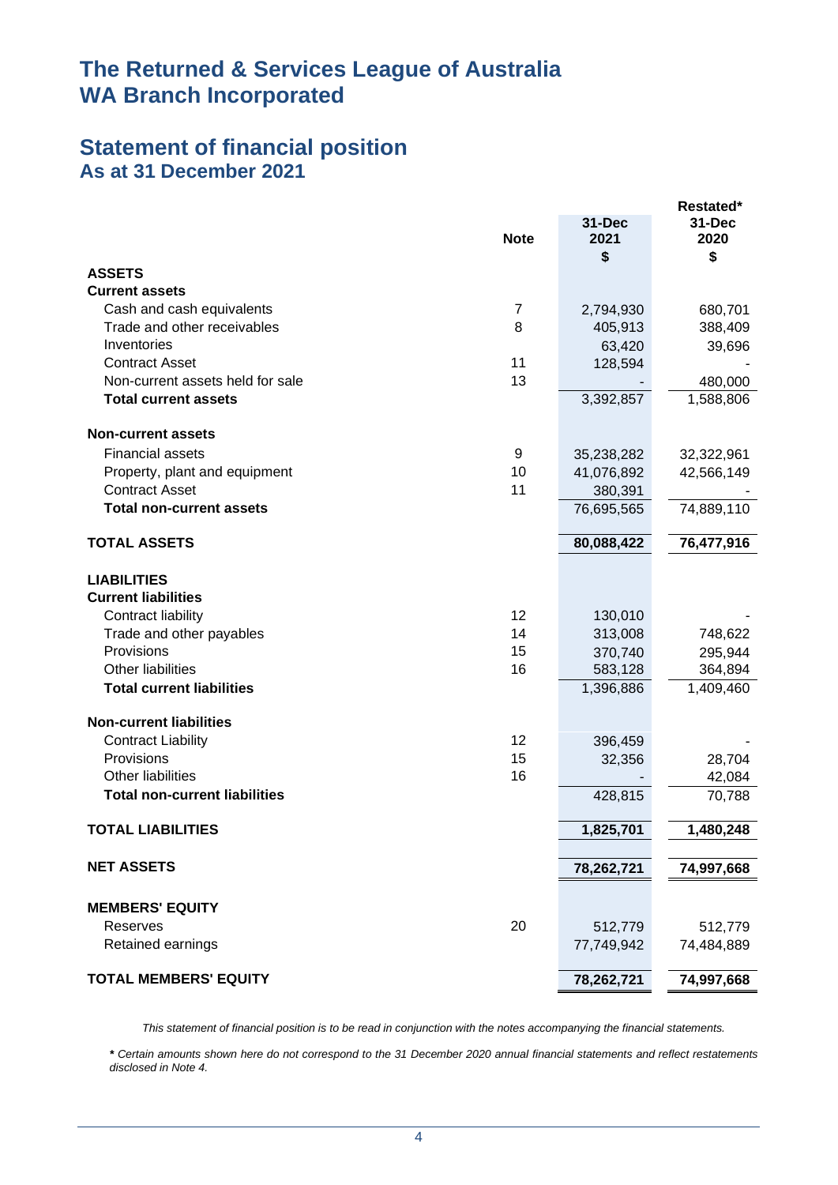# The Returned & Services League of Australia WA Branch Incorporated

## Statement of financial position
### As at 31 December 2021

| | Note | 31-Dec 2021 $ | Restated* 31-Dec 2020 $ |
|---|---|---|---|
| **ASSETS** | | | |
| **Current assets** | | | |
| Cash and cash equivalents | 7 | 2,794,930 | 680,701 |
| Trade and other receivables | 8 | 405,913 | 388,409 |
| Inventories | | 63,420 | 39,696 |
| Contract Asset | 11 | 128,594 | - |
| Non-current assets held for sale | 13 | - | 480,000 |
| **Total current assets** | | 3,392,857 | 1,588,806 |
| **Non-current assets** | | | |
| Financial assets | 9 | 35,238,282 | 32,322,961 |
| Property, plant and equipment | 10 | 41,076,892 | 42,566,149 |
| Contract Asset | 11 | 380,391 | - |
| **Total non-current assets** | | 76,695,565 | 74,889,110 |
| **TOTAL ASSETS** | | **80,088,422** | **76,477,916** |
| **LIABILITIES** | | | |
| **Current liabilities** | | | |
| Contract liability | 12 | 130,010 | - |
| Trade and other payables | 14 | 313,008 | 748,622 |
| Provisions | 15 | 370,740 | 295,944 |
| Other liabilities | 16 | 583,128 | 364,894 |
| **Total current liabilities** | | 1,396,886 | 1,409,460 |
| **Non-current liabilities** | | | |
| Contract Liability | 12 | 396,459 | - |
| Provisions | 15 | 32,356 | 28,704 |
| Other liabilities | 16 | - | 42,084 |
| **Total non-current liabilities** | | 428,815 | 70,788 |
| **TOTAL LIABILITIES** | | **1,825,701** | **1,480,248** |
| **NET ASSETS** | | **78,262,721** | **74,997,668** |
| **MEMBERS' EQUITY** | | | |
| Reserves | 20 | 512,779 | 512,779 |
| Retained earnings | | 77,749,942 | 74,484,889 |
| **TOTAL MEMBERS' EQUITY** | | **78,262,721** | **74,997,668** |

*This statement of financial position is to be read in conjunction with the notes accompanying the financial statements.*

***** *Certain amounts shown here do not correspond to the 31 December 2020 annual financial statements and reflect restatements disclosed in Note 4.*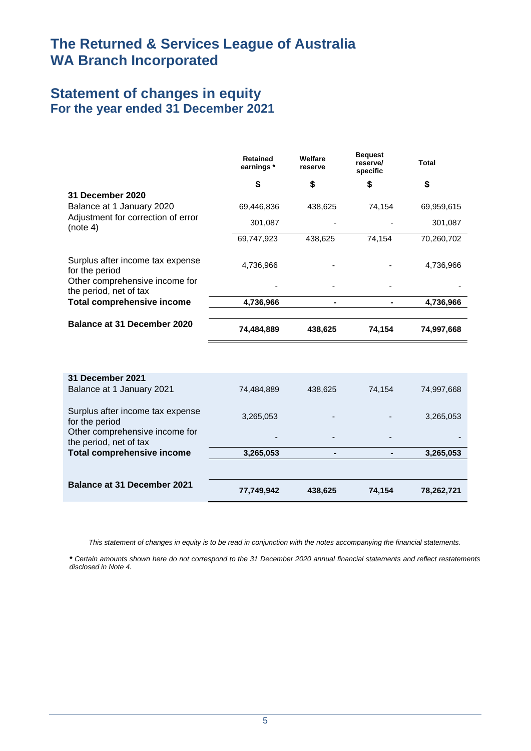# The Returned & Services League of Australia WA Branch Incorporated

## Statement of changes in equity
### For the year ended 31 December 2021

| | Retained earnings * | Welfare reserve | Bequest reserve/ specific | Total |
|---|---|---|---|---|
| | $ | $ | $ | $ |
| **31 December 2020** | | | | |
| Balance at 1 January 2020 | 69,446,836 | 438,625 | 74,154 | 69,959,615 |
| Adjustment for correction of error (note 4) | 301,087 | - | - | 301,087 |
| | 69,747,923 | 438,625 | 74,154 | 70,260,702 |
| Surplus after income tax expense for the period | 4,736,966 | - | - | 4,736,966 |
| Other comprehensive income for the period, net of tax | - | - | - | - |
| **Total comprehensive income** | **4,736,966** | **-** | **-** | **4,736,966** |
| **Balance at 31 December 2020** | **74,484,889** | **438,625** | **74,154** | **74,997,668** |
| | | | | |
| **31 December 2021** | | | | |
| Balance at 1 January 2021 | 74,484,889 | 438,625 | 74,154 | 74,997,668 |
| Surplus after income tax expense for the period | 3,265,053 | - | - | 3,265,053 |
| Other comprehensive income for the period, net of tax | - | - | - | - |
| **Total comprehensive income** | **3,265,053** | **-** | **-** | **3,265,053** |
| **Balance at 31 December 2021** | **77,749,942** | **438,625** | **74,154** | **78,262,721** |

*This statement of changes in equity is to be read in conjunction with the notes accompanying the financial statements.*

*** *Certain amounts shown here do not correspond to the 31 December 2020 annual financial statements and reflect restatements disclosed in Note 4.*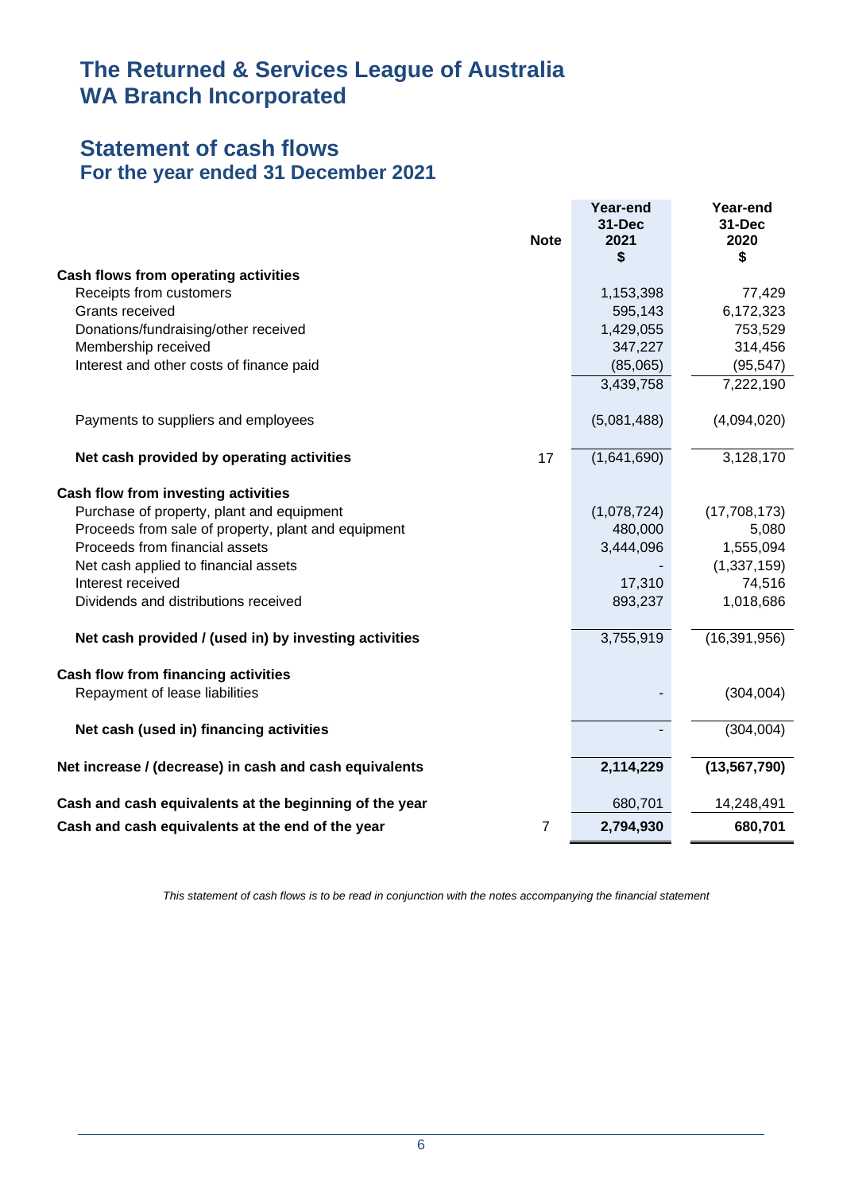# The Returned & Services League of Australia WA Branch Incorporated

## Statement of cash flows
### For the year ended 31 December 2021

| | Note | Year-end 31-Dec 2021 $ | Year-end 31-Dec 2020 $ |
|---|---|---|---|
| **Cash flows from operating activities** | | | |
| Receipts from customers | | 1,153,398 | 77,429 |
| Grants received | | 595,143 | 6,172,323 |
| Donations/fundraising/other received | | 1,429,055 | 753,529 |
| Membership received | | 347,227 | 314,456 |
| Interest and other costs of finance paid | | (85,065) | (95,547) |
| | | 3,439,758 | 7,222,190 |
| Payments to suppliers and employees | | (5,081,488) | (4,094,020) |
| **Net cash provided by operating activities** | 17 | (1,641,690) | 3,128,170 |
| **Cash flow from investing activities** | | | |
| Purchase of property, plant and equipment | | (1,078,724) | (17,708,173) |
| Proceeds from sale of property, plant and equipment | | 480,000 | 5,080 |
| Proceeds from financial assets | | 3,444,096 | 1,555,094 |
| Net cash applied to financial assets | | - | (1,337,159) |
| Interest received | | 17,310 | 74,516 |
| Dividends and distributions received | | 893,237 | 1,018,686 |
| **Net cash provided / (used in) by investing activities** | | 3,755,919 | (16,391,956) |
| **Cash flow from financing activities** | | | |
| Repayment of lease liabilities | | - | (304,004) |
| **Net cash (used in) financing activities** | | - | (304,004) |
| **Net increase / (decrease) in cash and cash equivalents** | | **2,114,229** | **(13,567,790)** |
| **Cash and cash equivalents at the beginning of the year** | | 680,701 | 14,248,491 |
| **Cash and cash equivalents at the end of the year** | 7 | **2,794,930** | **680,701** |

*This statement of cash flows is to be read in conjunction with the notes accompanying the financial statement*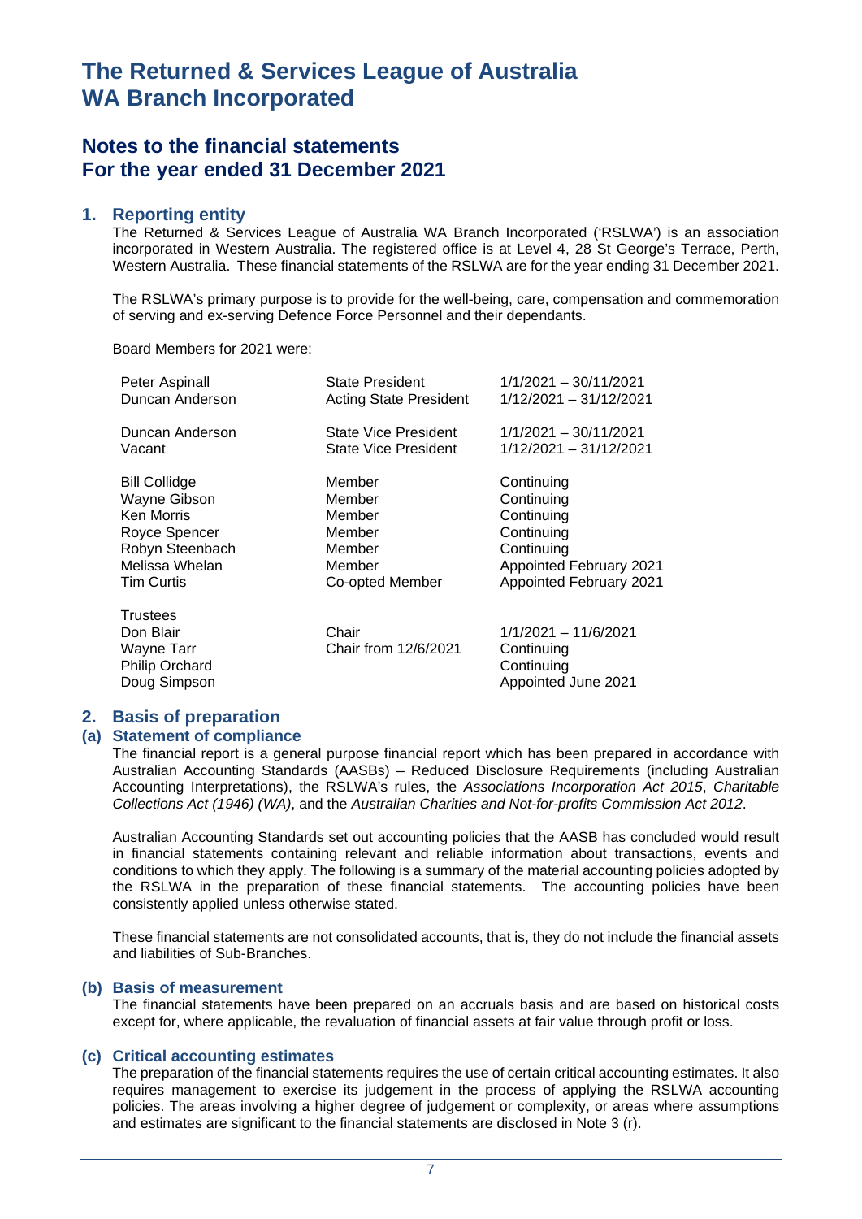# The Returned & Services League of Australia WA Branch Incorporated

## Notes to the financial statements For the year ended 31 December 2021

### 1. Reporting entity

The Returned & Services League of Australia WA Branch Incorporated ('RSLWA') is an association incorporated in Western Australia. The registered office is at Level 4, 28 St George's Terrace, Perth, Western Australia. These financial statements of the RSLWA are for the year ending 31 December 2021.

The RSLWA's primary purpose is to provide for the well-being, care, compensation and commemoration of serving and ex-serving Defence Force Personnel and their dependants.

Board Members for 2021 were:

| | | |
|---|---|---|
| Peter Aspinall | State President | 1/1/2021 – 30/11/2021 |
| Duncan Anderson | Acting State President | 1/12/2021 – 31/12/2021 |
| Duncan Anderson | State Vice President | 1/1/2021 – 30/11/2021 |
| Vacant | State Vice President | 1/12/2021 – 31/12/2021 |
| Bill Collidge | Member | Continuing |
| Wayne Gibson | Member | Continuing |
| Ken Morris | Member | Continuing |
| Royce Spencer | Member | Continuing |
| Robyn Steenbach | Member | Continuing |
| Melissa Whelan | Member | Appointed February 2021 |
| Tim Curtis | Co-opted Member | Appointed February 2021 |
| Trustees | | |
| Don Blair | Chair | 1/1/2021 – 11/6/2021 |
| Wayne Tarr | Chair from 12/6/2021 | Continuing |
| Philip Orchard | | Continuing |
| Doug Simpson | | Appointed June 2021 |

### 2. Basis of preparation

#### (a) Statement of compliance

The financial report is a general purpose financial report which has been prepared in accordance with Australian Accounting Standards (AASBs) – Reduced Disclosure Requirements (including Australian Accounting Interpretations), the RSLWA's rules, the *Associations Incorporation Act 2015*, *Charitable Collections Act (1946) (WA)*, and the *Australian Charities and Not-for-profits Commission Act 2012*.

Australian Accounting Standards set out accounting policies that the AASB has concluded would result in financial statements containing relevant and reliable information about transactions, events and conditions to which they apply. The following is a summary of the material accounting policies adopted by the RSLWA in the preparation of these financial statements. The accounting policies have been consistently applied unless otherwise stated.

These financial statements are not consolidated accounts, that is, they do not include the financial assets and liabilities of Sub-Branches.

#### (b) Basis of measurement

The financial statements have been prepared on an accruals basis and are based on historical costs except for, where applicable, the revaluation of financial assets at fair value through profit or loss.

#### (c) Critical accounting estimates

The preparation of the financial statements requires the use of certain critical accounting estimates. It also requires management to exercise its judgement in the process of applying the RSLWA accounting policies. The areas involving a higher degree of judgement or complexity, or areas where assumptions and estimates are significant to the financial statements are disclosed in Note 3 (r).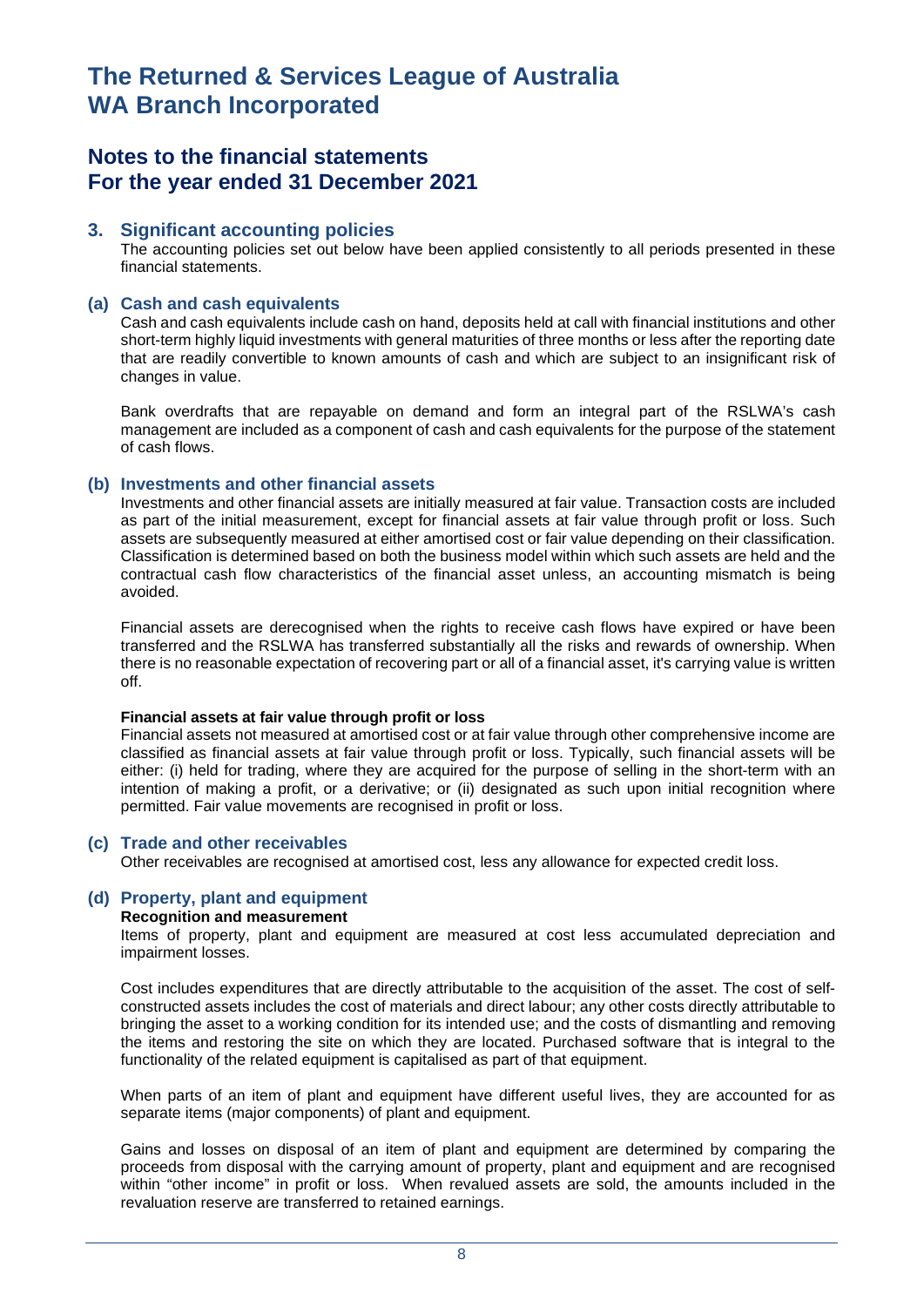# The Returned & Services League of Australia WA Branch Incorporated

## Notes to the financial statements For the year ended 31 December 2021

### 3. Significant accounting policies

The accounting policies set out below have been applied consistently to all periods presented in these financial statements.

### (a) Cash and cash equivalents

Cash and cash equivalents include cash on hand, deposits held at call with financial institutions and other short-term highly liquid investments with general maturities of three months or less after the reporting date that are readily convertible to known amounts of cash and which are subject to an insignificant risk of changes in value.

Bank overdrafts that are repayable on demand and form an integral part of the RSLWA's cash management are included as a component of cash and cash equivalents for the purpose of the statement of cash flows.

### (b) Investments and other financial assets

Investments and other financial assets are initially measured at fair value. Transaction costs are included as part of the initial measurement, except for financial assets at fair value through profit or loss. Such assets are subsequently measured at either amortised cost or fair value depending on their classification. Classification is determined based on both the business model within which such assets are held and the contractual cash flow characteristics of the financial asset unless, an accounting mismatch is being avoided.

Financial assets are derecognised when the rights to receive cash flows have expired or have been transferred and the RSLWA has transferred substantially all the risks and rewards of ownership. When there is no reasonable expectation of recovering part or all of a financial asset, it's carrying value is written off.

**Financial assets at fair value through profit or loss**

Financial assets not measured at amortised cost or at fair value through other comprehensive income are classified as financial assets at fair value through profit or loss. Typically, such financial assets will be either: (i) held for trading, where they are acquired for the purpose of selling in the short-term with an intention of making a profit, or a derivative; or (ii) designated as such upon initial recognition where permitted. Fair value movements are recognised in profit or loss.

### (c) Trade and other receivables

Other receivables are recognised at amortised cost, less any allowance for expected credit loss.

### (d) Property, plant and equipment

**Recognition and measurement**

Items of property, plant and equipment are measured at cost less accumulated depreciation and impairment losses.

Cost includes expenditures that are directly attributable to the acquisition of the asset. The cost of self-constructed assets includes the cost of materials and direct labour; any other costs directly attributable to bringing the asset to a working condition for its intended use; and the costs of dismantling and removing the items and restoring the site on which they are located. Purchased software that is integral to the functionality of the related equipment is capitalised as part of that equipment.

When parts of an item of plant and equipment have different useful lives, they are accounted for as separate items (major components) of plant and equipment.

Gains and losses on disposal of an item of plant and equipment are determined by comparing the proceeds from disposal with the carrying amount of property, plant and equipment and are recognised within "other income" in profit or loss. When revalued assets are sold, the amounts included in the revaluation reserve are transferred to retained earnings.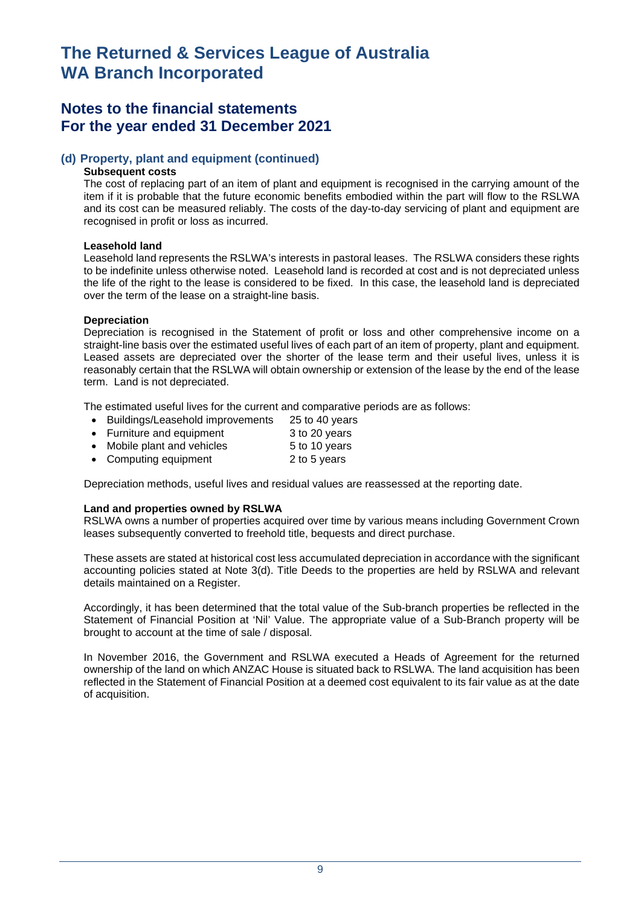# The Returned & Services League of Australia WA Branch Incorporated

## Notes to the financial statements For the year ended 31 December 2021

### (d) Property, plant and equipment (continued)

**Subsequent costs**

The cost of replacing part of an item of plant and equipment is recognised in the carrying amount of the item if it is probable that the future economic benefits embodied within the part will flow to the RSLWA and its cost can be measured reliably. The costs of the day-to-day servicing of plant and equipment are recognised in profit or loss as incurred.

**Leasehold land**

Leasehold land represents the RSLWA's interests in pastoral leases. The RSLWA considers these rights to be indefinite unless otherwise noted. Leasehold land is recorded at cost and is not depreciated unless the life of the right to the lease is considered to be fixed. In this case, the leasehold land is depreciated over the term of the lease on a straight-line basis.

**Depreciation**

Depreciation is recognised in the Statement of profit or loss and other comprehensive income on a straight-line basis over the estimated useful lives of each part of an item of property, plant and equipment. Leased assets are depreciated over the shorter of the lease term and their useful lives, unless it is reasonably certain that the RSLWA will obtain ownership or extension of the lease by the end of the lease term. Land is not depreciated.

The estimated useful lives for the current and comparative periods are as follows:

- Buildings/Leasehold improvements 25 to 40 years
- Furniture and equipment 3 to 20 years
- Mobile plant and vehicles 5 to 10 years
- Computing equipment 2 to 5 years

Depreciation methods, useful lives and residual values are reassessed at the reporting date.

**Land and properties owned by RSLWA**

RSLWA owns a number of properties acquired over time by various means including Government Crown leases subsequently converted to freehold title, bequests and direct purchase.

These assets are stated at historical cost less accumulated depreciation in accordance with the significant accounting policies stated at Note 3(d). Title Deeds to the properties are held by RSLWA and relevant details maintained on a Register.

Accordingly, it has been determined that the total value of the Sub-branch properties be reflected in the Statement of Financial Position at 'Nil' Value. The appropriate value of a Sub-Branch property will be brought to account at the time of sale / disposal.

In November 2016, the Government and RSLWA executed a Heads of Agreement for the returned ownership of the land on which ANZAC House is situated back to RSLWA. The land acquisition has been reflected in the Statement of Financial Position at a deemed cost equivalent to its fair value as at the date of acquisition.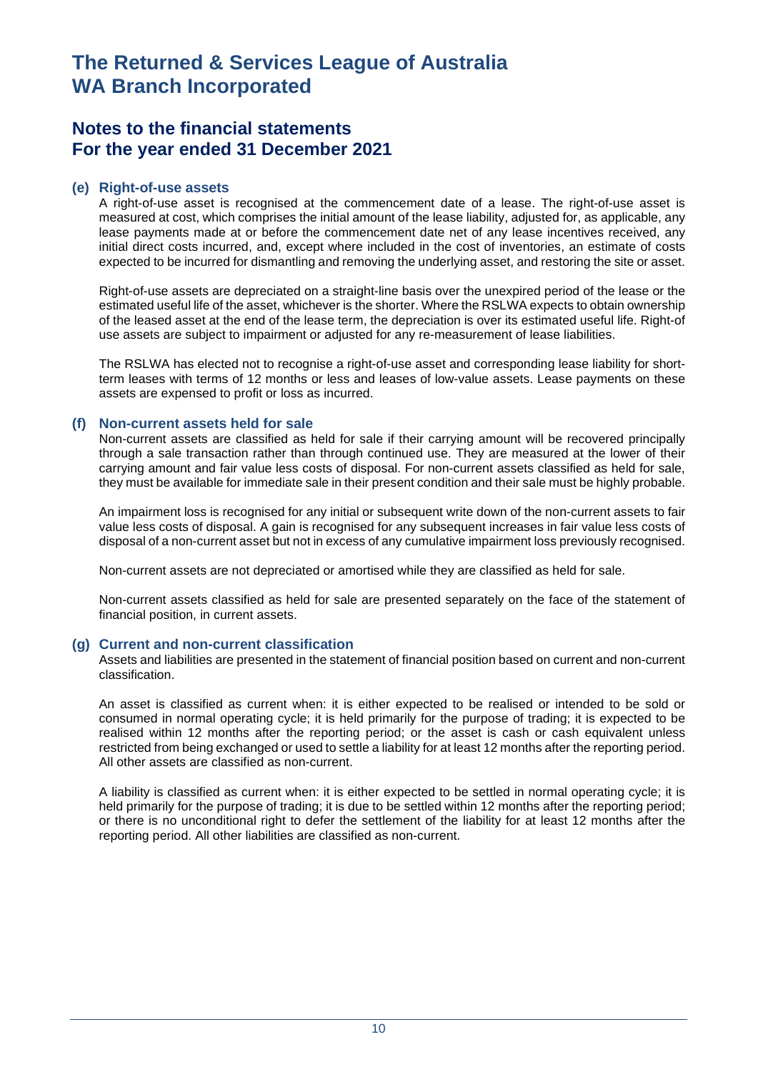# The Returned & Services League of Australia WA Branch Incorporated

## Notes to the financial statements For the year ended 31 December 2021

### (e) Right-of-use assets

A right-of-use asset is recognised at the commencement date of a lease. The right-of-use asset is measured at cost, which comprises the initial amount of the lease liability, adjusted for, as applicable, any lease payments made at or before the commencement date net of any lease incentives received, any initial direct costs incurred, and, except where included in the cost of inventories, an estimate of costs expected to be incurred for dismantling and removing the underlying asset, and restoring the site or asset.

Right-of-use assets are depreciated on a straight-line basis over the unexpired period of the lease or the estimated useful life of the asset, whichever is the shorter. Where the RSLWA expects to obtain ownership of the leased asset at the end of the lease term, the depreciation is over its estimated useful life. Right-of use assets are subject to impairment or adjusted for any re-measurement of lease liabilities.

The RSLWA has elected not to recognise a right-of-use asset and corresponding lease liability for short-term leases with terms of 12 months or less and leases of low-value assets. Lease payments on these assets are expensed to profit or loss as incurred.

### (f) Non-current assets held for sale

Non-current assets are classified as held for sale if their carrying amount will be recovered principally through a sale transaction rather than through continued use. They are measured at the lower of their carrying amount and fair value less costs of disposal. For non-current assets classified as held for sale, they must be available for immediate sale in their present condition and their sale must be highly probable.

An impairment loss is recognised for any initial or subsequent write down of the non-current assets to fair value less costs of disposal. A gain is recognised for any subsequent increases in fair value less costs of disposal of a non-current asset but not in excess of any cumulative impairment loss previously recognised.

Non-current assets are not depreciated or amortised while they are classified as held for sale.

Non-current assets classified as held for sale are presented separately on the face of the statement of financial position, in current assets.

### (g) Current and non-current classification

Assets and liabilities are presented in the statement of financial position based on current and non-current classification.

An asset is classified as current when: it is either expected to be realised or intended to be sold or consumed in normal operating cycle; it is held primarily for the purpose of trading; it is expected to be realised within 12 months after the reporting period; or the asset is cash or cash equivalent unless restricted from being exchanged or used to settle a liability for at least 12 months after the reporting period. All other assets are classified as non-current.

A liability is classified as current when: it is either expected to be settled in normal operating cycle; it is held primarily for the purpose of trading; it is due to be settled within 12 months after the reporting period; or there is no unconditional right to defer the settlement of the liability for at least 12 months after the reporting period. All other liabilities are classified as non-current.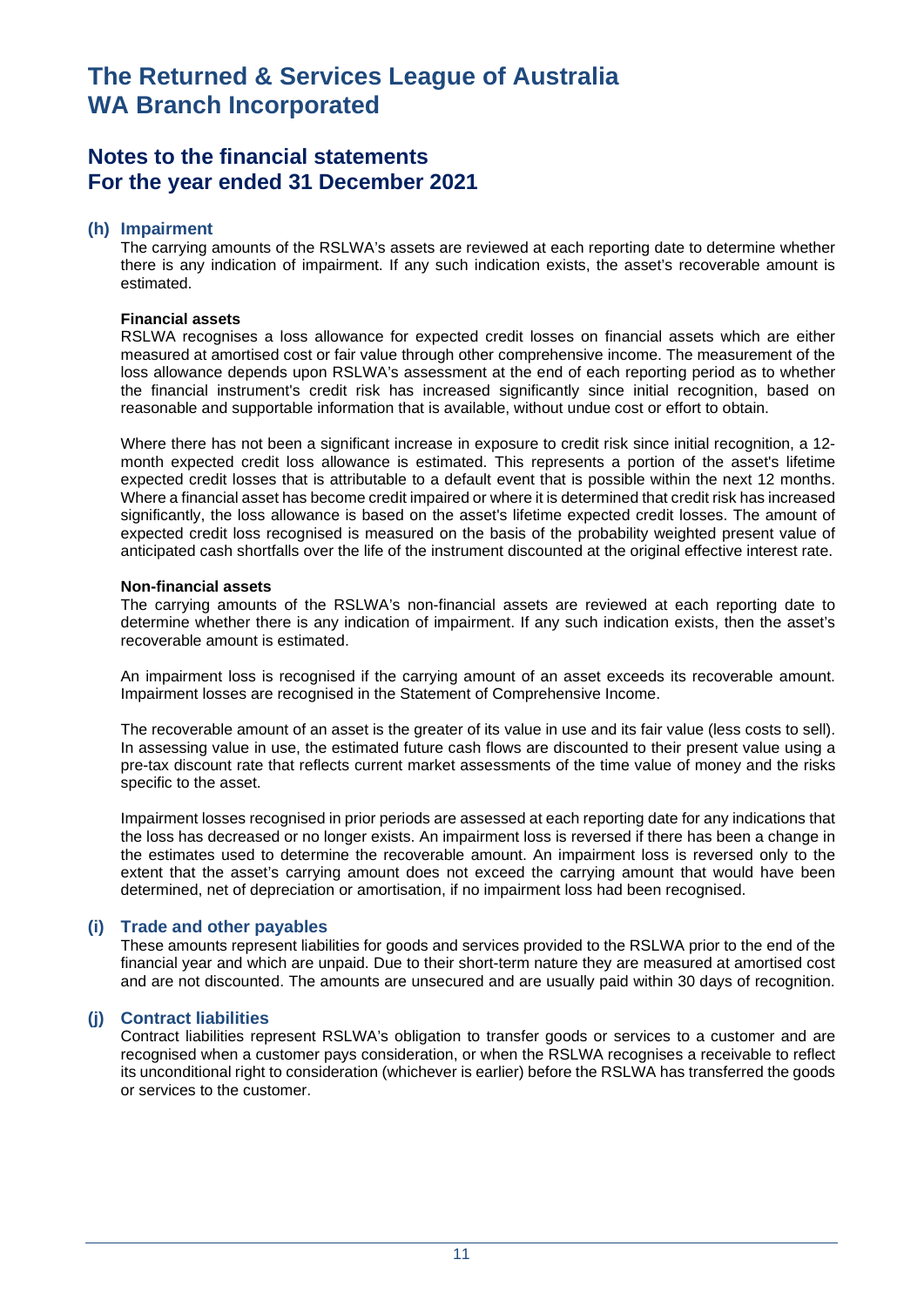# The Returned & Services League of Australia WA Branch Incorporated

## Notes to the financial statements For the year ended 31 December 2021

### (h) Impairment

The carrying amounts of the RSLWA's assets are reviewed at each reporting date to determine whether there is any indication of impairment. If any such indication exists, the asset's recoverable amount is estimated.

**Financial assets**

RSLWA recognises a loss allowance for expected credit losses on financial assets which are either measured at amortised cost or fair value through other comprehensive income. The measurement of the loss allowance depends upon RSLWA's assessment at the end of each reporting period as to whether the financial instrument's credit risk has increased significantly since initial recognition, based on reasonable and supportable information that is available, without undue cost or effort to obtain.

Where there has not been a significant increase in exposure to credit risk since initial recognition, a 12-month expected credit loss allowance is estimated. This represents a portion of the asset's lifetime expected credit losses that is attributable to a default event that is possible within the next 12 months. Where a financial asset has become credit impaired or where it is determined that credit risk has increased significantly, the loss allowance is based on the asset's lifetime expected credit losses. The amount of expected credit loss recognised is measured on the basis of the probability weighted present value of anticipated cash shortfalls over the life of the instrument discounted at the original effective interest rate.

**Non-financial assets**

The carrying amounts of the RSLWA's non-financial assets are reviewed at each reporting date to determine whether there is any indication of impairment. If any such indication exists, then the asset's recoverable amount is estimated.

An impairment loss is recognised if the carrying amount of an asset exceeds its recoverable amount. Impairment losses are recognised in the Statement of Comprehensive Income.

The recoverable amount of an asset is the greater of its value in use and its fair value (less costs to sell). In assessing value in use, the estimated future cash flows are discounted to their present value using a pre-tax discount rate that reflects current market assessments of the time value of money and the risks specific to the asset.

Impairment losses recognised in prior periods are assessed at each reporting date for any indications that the loss has decreased or no longer exists. An impairment loss is reversed if there has been a change in the estimates used to determine the recoverable amount. An impairment loss is reversed only to the extent that the asset's carrying amount does not exceed the carrying amount that would have been determined, net of depreciation or amortisation, if no impairment loss had been recognised.

### (i) Trade and other payables

These amounts represent liabilities for goods and services provided to the RSLWA prior to the end of the financial year and which are unpaid. Due to their short-term nature they are measured at amortised cost and are not discounted. The amounts are unsecured and are usually paid within 30 days of recognition.

### (j) Contract liabilities

Contract liabilities represent RSLWA's obligation to transfer goods or services to a customer and are recognised when a customer pays consideration, or when the RSLWA recognises a receivable to reflect its unconditional right to consideration (whichever is earlier) before the RSLWA has transferred the goods or services to the customer.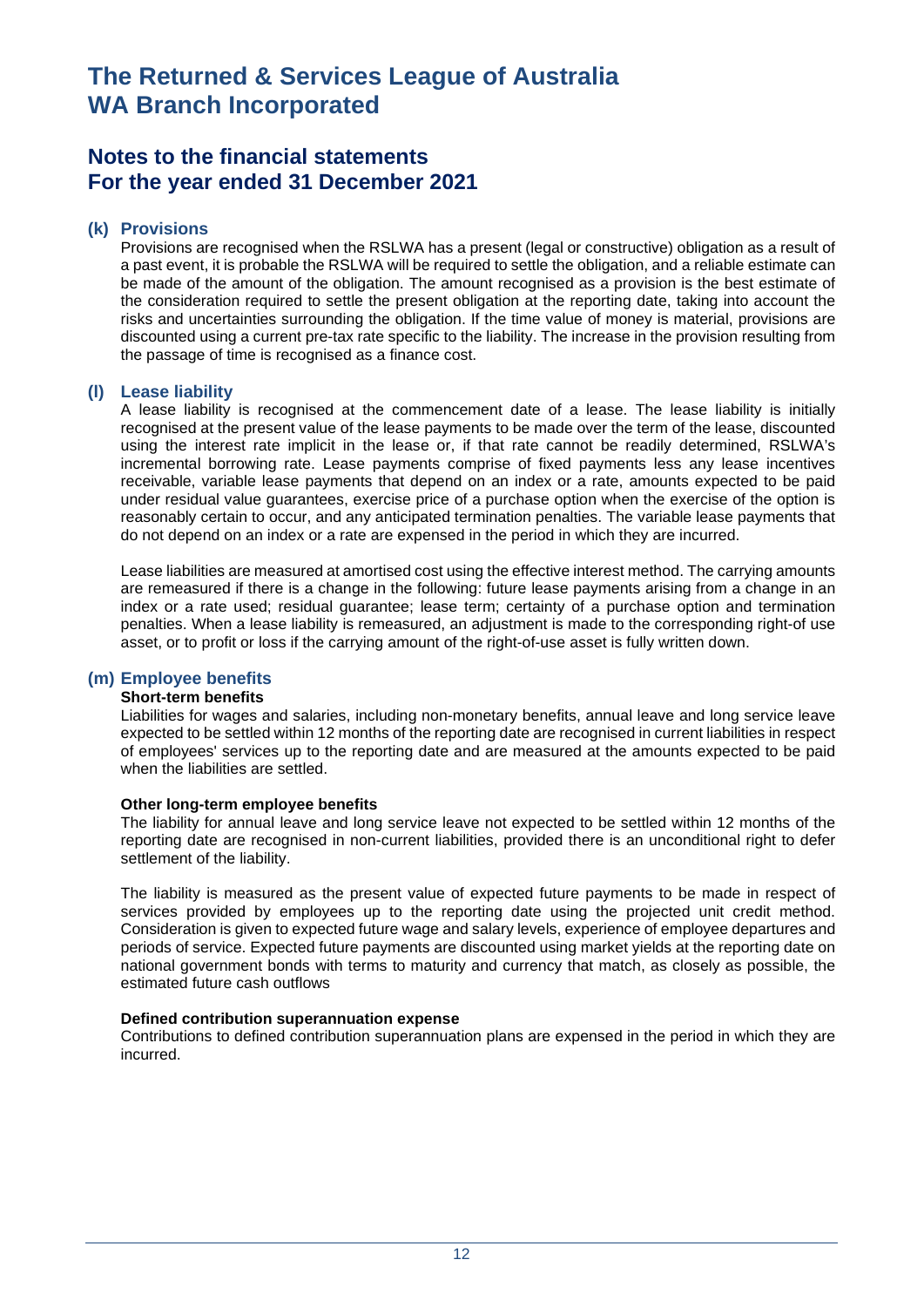# The Returned & Services League of Australia WA Branch Incorporated

## Notes to the financial statements For the year ended 31 December 2021

### (k) Provisions

Provisions are recognised when the RSLWA has a present (legal or constructive) obligation as a result of a past event, it is probable the RSLWA will be required to settle the obligation, and a reliable estimate can be made of the amount of the obligation. The amount recognised as a provision is the best estimate of the consideration required to settle the present obligation at the reporting date, taking into account the risks and uncertainties surrounding the obligation. If the time value of money is material, provisions are discounted using a current pre-tax rate specific to the liability. The increase in the provision resulting from the passage of time is recognised as a finance cost.

### (l) Lease liability

A lease liability is recognised at the commencement date of a lease. The lease liability is initially recognised at the present value of the lease payments to be made over the term of the lease, discounted using the interest rate implicit in the lease or, if that rate cannot be readily determined, RSLWA's incremental borrowing rate. Lease payments comprise of fixed payments less any lease incentives receivable, variable lease payments that depend on an index or a rate, amounts expected to be paid under residual value guarantees, exercise price of a purchase option when the exercise of the option is reasonably certain to occur, and any anticipated termination penalties. The variable lease payments that do not depend on an index or a rate are expensed in the period in which they are incurred.

Lease liabilities are measured at amortised cost using the effective interest method. The carrying amounts are remeasured if there is a change in the following: future lease payments arising from a change in an index or a rate used; residual guarantee; lease term; certainty of a purchase option and termination penalties. When a lease liability is remeasured, an adjustment is made to the corresponding right-of use asset, or to profit or loss if the carrying amount of the right-of-use asset is fully written down.

### (m) Employee benefits

**Short-term benefits**

Liabilities for wages and salaries, including non-monetary benefits, annual leave and long service leave expected to be settled within 12 months of the reporting date are recognised in current liabilities in respect of employees' services up to the reporting date and are measured at the amounts expected to be paid when the liabilities are settled.

**Other long-term employee benefits**

The liability for annual leave and long service leave not expected to be settled within 12 months of the reporting date are recognised in non-current liabilities, provided there is an unconditional right to defer settlement of the liability.

The liability is measured as the present value of expected future payments to be made in respect of services provided by employees up to the reporting date using the projected unit credit method. Consideration is given to expected future wage and salary levels, experience of employee departures and periods of service. Expected future payments are discounted using market yields at the reporting date on national government bonds with terms to maturity and currency that match, as closely as possible, the estimated future cash outflows

**Defined contribution superannuation expense**

Contributions to defined contribution superannuation plans are expensed in the period in which they are incurred.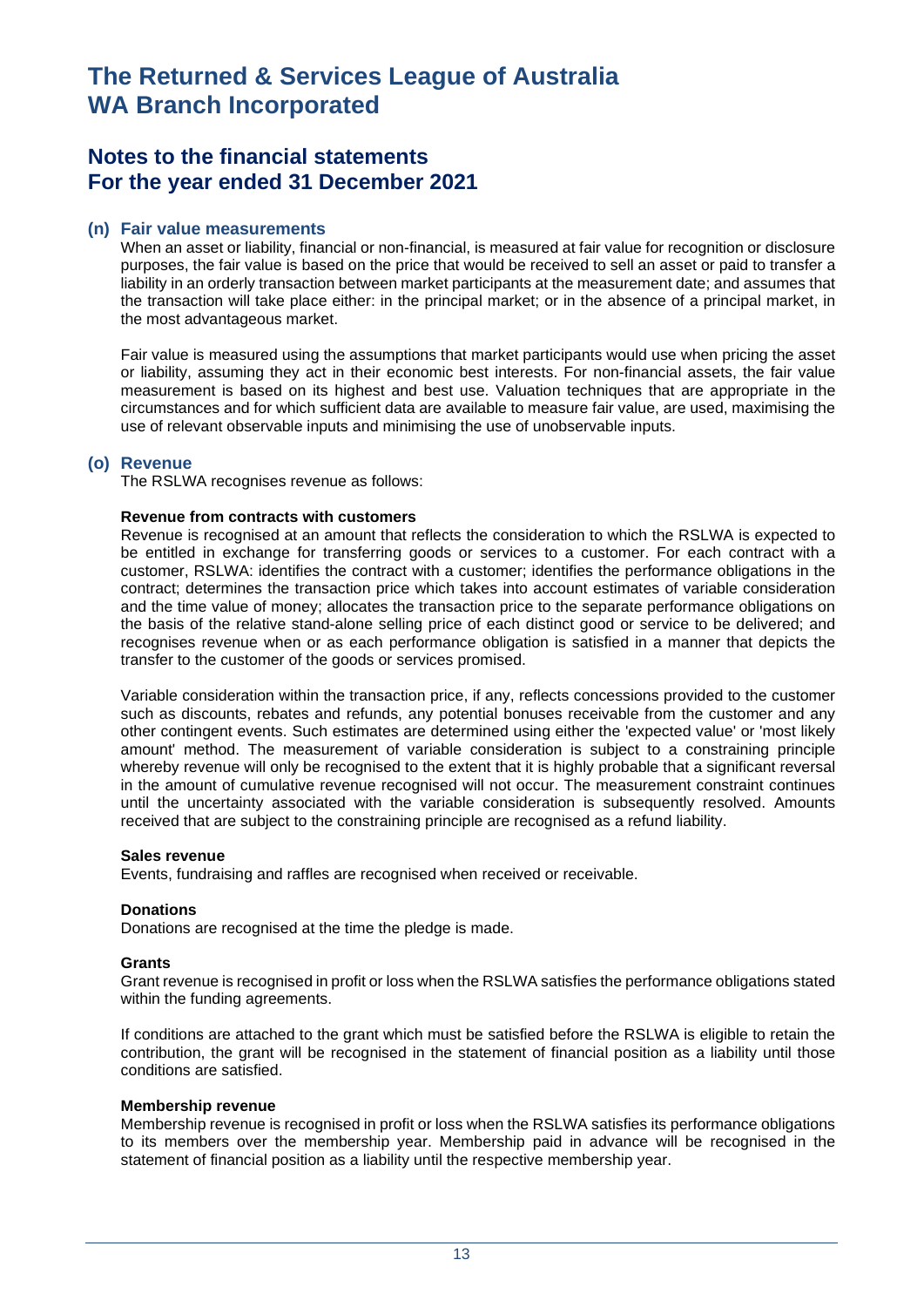# The Returned & Services League of Australia WA Branch Incorporated

## Notes to the financial statements For the year ended 31 December 2021

### (n) Fair value measurements

When an asset or liability, financial or non-financial, is measured at fair value for recognition or disclosure purposes, the fair value is based on the price that would be received to sell an asset or paid to transfer a liability in an orderly transaction between market participants at the measurement date; and assumes that the transaction will take place either: in the principal market; or in the absence of a principal market, in the most advantageous market.

Fair value is measured using the assumptions that market participants would use when pricing the asset or liability, assuming they act in their economic best interests. For non-financial assets, the fair value measurement is based on its highest and best use. Valuation techniques that are appropriate in the circumstances and for which sufficient data are available to measure fair value, are used, maximising the use of relevant observable inputs and minimising the use of unobservable inputs.

### (o) Revenue

The RSLWA recognises revenue as follows:

**Revenue from contracts with customers**

Revenue is recognised at an amount that reflects the consideration to which the RSLWA is expected to be entitled in exchange for transferring goods or services to a customer. For each contract with a customer, RSLWA: identifies the contract with a customer; identifies the performance obligations in the contract; determines the transaction price which takes into account estimates of variable consideration and the time value of money; allocates the transaction price to the separate performance obligations on the basis of the relative stand-alone selling price of each distinct good or service to be delivered; and recognises revenue when or as each performance obligation is satisfied in a manner that depicts the transfer to the customer of the goods or services promised.

Variable consideration within the transaction price, if any, reflects concessions provided to the customer such as discounts, rebates and refunds, any potential bonuses receivable from the customer and any other contingent events. Such estimates are determined using either the 'expected value' or 'most likely amount' method. The measurement of variable consideration is subject to a constraining principle whereby revenue will only be recognised to the extent that it is highly probable that a significant reversal in the amount of cumulative revenue recognised will not occur. The measurement constraint continues until the uncertainty associated with the variable consideration is subsequently resolved. Amounts received that are subject to the constraining principle are recognised as a refund liability.

**Sales revenue**

Events, fundraising and raffles are recognised when received or receivable.

**Donations**

Donations are recognised at the time the pledge is made.

**Grants**

Grant revenue is recognised in profit or loss when the RSLWA satisfies the performance obligations stated within the funding agreements.

If conditions are attached to the grant which must be satisfied before the RSLWA is eligible to retain the contribution, the grant will be recognised in the statement of financial position as a liability until those conditions are satisfied.

**Membership revenue**

Membership revenue is recognised in profit or loss when the RSLWA satisfies its performance obligations to its members over the membership year. Membership paid in advance will be recognised in the statement of financial position as a liability until the respective membership year.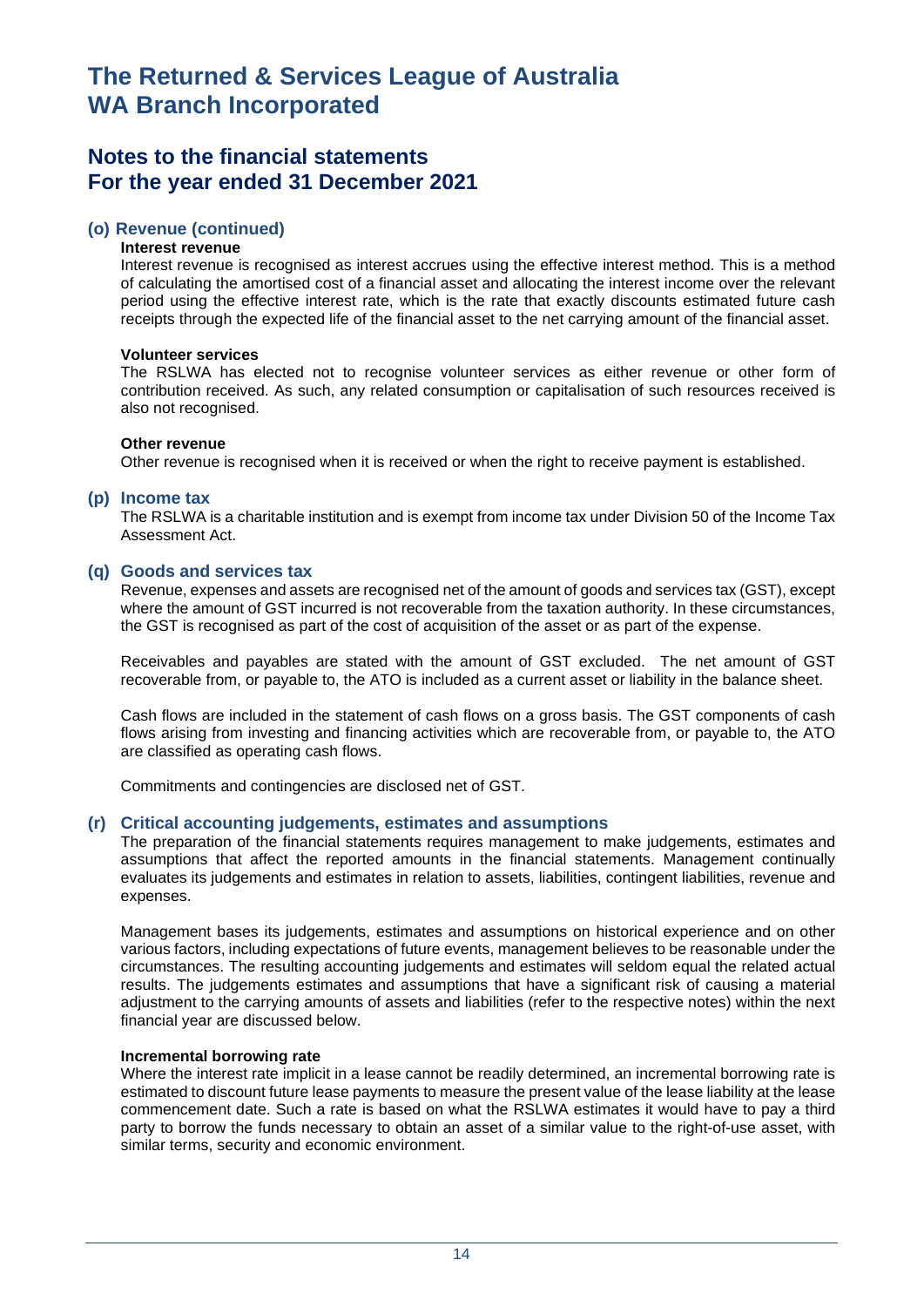# The Returned & Services League of Australia WA Branch Incorporated

## Notes to the financial statements For the year ended 31 December 2021

### (o) Revenue (continued)

**Interest revenue**

Interest revenue is recognised as interest accrues using the effective interest method. This is a method of calculating the amortised cost of a financial asset and allocating the interest income over the relevant period using the effective interest rate, which is the rate that exactly discounts estimated future cash receipts through the expected life of the financial asset to the net carrying amount of the financial asset.

**Volunteer services**

The RSLWA has elected not to recognise volunteer services as either revenue or other form of contribution received. As such, any related consumption or capitalisation of such resources received is also not recognised.

**Other revenue**

Other revenue is recognised when it is received or when the right to receive payment is established.

### (p) Income tax

The RSLWA is a charitable institution and is exempt from income tax under Division 50 of the Income Tax Assessment Act.

### (q) Goods and services tax

Revenue, expenses and assets are recognised net of the amount of goods and services tax (GST), except where the amount of GST incurred is not recoverable from the taxation authority. In these circumstances, the GST is recognised as part of the cost of acquisition of the asset or as part of the expense.

Receivables and payables are stated with the amount of GST excluded. The net amount of GST recoverable from, or payable to, the ATO is included as a current asset or liability in the balance sheet.

Cash flows are included in the statement of cash flows on a gross basis. The GST components of cash flows arising from investing and financing activities which are recoverable from, or payable to, the ATO are classified as operating cash flows.

Commitments and contingencies are disclosed net of GST.

### (r) Critical accounting judgements, estimates and assumptions

The preparation of the financial statements requires management to make judgements, estimates and assumptions that affect the reported amounts in the financial statements. Management continually evaluates its judgements and estimates in relation to assets, liabilities, contingent liabilities, revenue and expenses.

Management bases its judgements, estimates and assumptions on historical experience and on other various factors, including expectations of future events, management believes to be reasonable under the circumstances. The resulting accounting judgements and estimates will seldom equal the related actual results. The judgements estimates and assumptions that have a significant risk of causing a material adjustment to the carrying amounts of assets and liabilities (refer to the respective notes) within the next financial year are discussed below.

**Incremental borrowing rate**

Where the interest rate implicit in a lease cannot be readily determined, an incremental borrowing rate is estimated to discount future lease payments to measure the present value of the lease liability at the lease commencement date. Such a rate is based on what the RSLWA estimates it would have to pay a third party to borrow the funds necessary to obtain an asset of a similar value to the right-of-use asset, with similar terms, security and economic environment.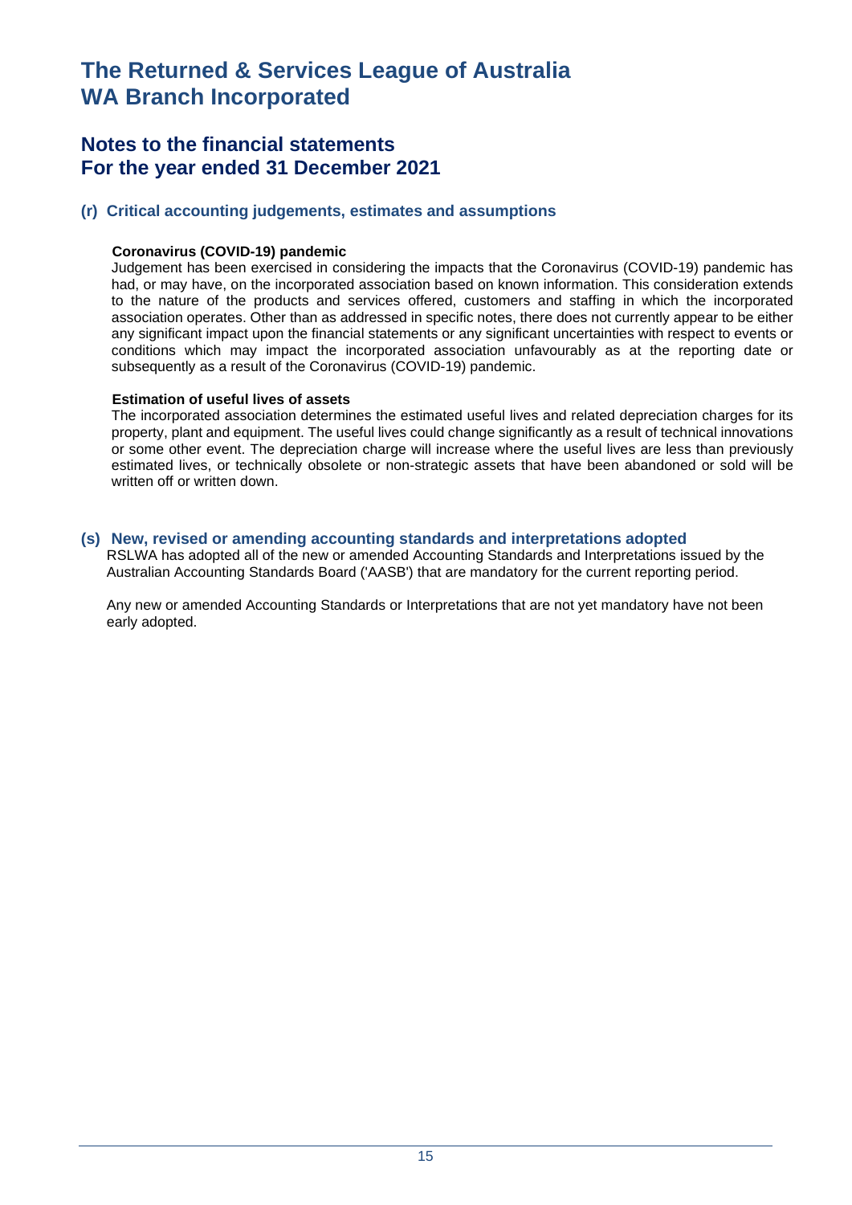# The Returned & Services League of Australia WA Branch Incorporated

## Notes to the financial statements For the year ended 31 December 2021

### (r) Critical accounting judgements, estimates and assumptions

**Coronavirus (COVID-19) pandemic**

Judgement has been exercised in considering the impacts that the Coronavirus (COVID-19) pandemic has had, or may have, on the incorporated association based on known information. This consideration extends to the nature of the products and services offered, customers and staffing in which the incorporated association operates. Other than as addressed in specific notes, there does not currently appear to be either any significant impact upon the financial statements or any significant uncertainties with respect to events or conditions which may impact the incorporated association unfavourably as at the reporting date or subsequently as a result of the Coronavirus (COVID-19) pandemic.

**Estimation of useful lives of assets**

The incorporated association determines the estimated useful lives and related depreciation charges for its property, plant and equipment. The useful lives could change significantly as a result of technical innovations or some other event. The depreciation charge will increase where the useful lives are less than previously estimated lives, or technically obsolete or non-strategic assets that have been abandoned or sold will be written off or written down.

### (s) New, revised or amending accounting standards and interpretations adopted

RSLWA has adopted all of the new or amended Accounting Standards and Interpretations issued by the Australian Accounting Standards Board ('AASB') that are mandatory for the current reporting period.

Any new or amended Accounting Standards or Interpretations that are not yet mandatory have not been early adopted.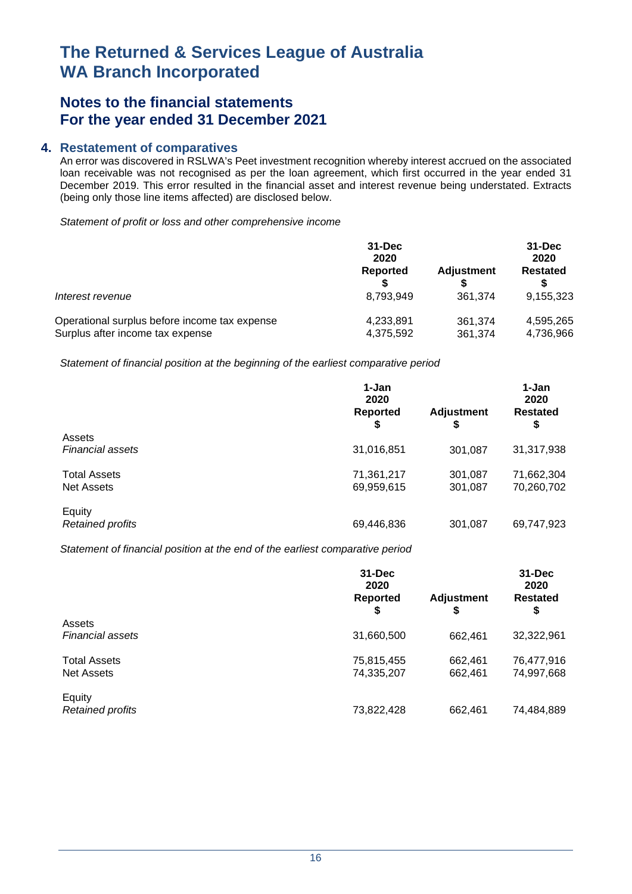# The Returned & Services League of Australia WA Branch Incorporated

## Notes to the financial statements For the year ended 31 December 2021

### 4. Restatement of comparatives

An error was discovered in RSLWA's Peet investment recognition whereby interest accrued on the associated loan receivable was not recognised as per the loan agreement, which first occurred in the year ended 31 December 2019. This error resulted in the financial asset and interest revenue being understated. Extracts (being only those line items affected) are disclosed below.

*Statement of profit or loss and other comprehensive income*

| | 31-Dec 2020 Reported $ | Adjustment $ | 31-Dec 2020 Restated $ |
|---|---|---|---|
| *Interest revenue* | 8,793,949 | 361,374 | 9,155,323 |
| Operational surplus before income tax expense | 4,233,891 | 361,374 | 4,595,265 |
| Surplus after income tax expense | 4,375,592 | 361,374 | 4,736,966 |

*Statement of financial position at the beginning of the earliest comparative period*

| | 1-Jan 2020 Reported $ | Adjustment $ | 1-Jan 2020 Restated $ |
|---|---|---|---|
| Assets | | | |
| *Financial assets* | 31,016,851 | 301,087 | 31,317,938 |
| Total Assets | 71,361,217 | 301,087 | 71,662,304 |
| Net Assets | 69,959,615 | 301,087 | 70,260,702 |
| Equity | | | |
| *Retained profits* | 69,446,836 | 301,087 | 69,747,923 |

*Statement of financial position at the end of the earliest comparative period*

| | 31-Dec 2020 Reported $ | Adjustment $ | 31-Dec 2020 Restated $ |
|---|---|---|---|
| Assets | | | |
| *Financial assets* | 31,660,500 | 662,461 | 32,322,961 |
| Total Assets | 75,815,455 | 662,461 | 76,477,916 |
| Net Assets | 74,335,207 | 662,461 | 74,997,668 |
| Equity | | | |
| *Retained profits* | 73,822,428 | 662,461 | 74,484,889 |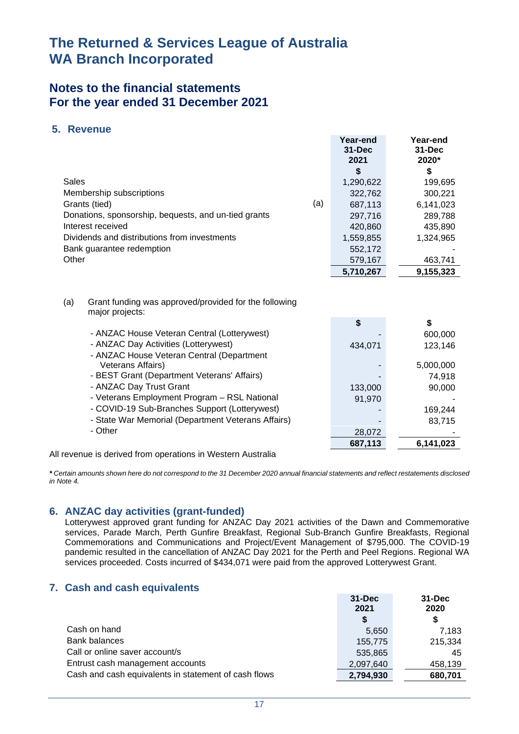# The Returned & Services League of Australia WA Branch Incorporated

## Notes to the financial statements For the year ended 31 December 2021

### 5. Revenue

| | | Year-end 31-Dec 2021 | Year-end 31-Dec 2020* |
|---|---|---|---|
| | | $ | $ |
| Sales | | 1,290,622 | 199,695 |
| Membership subscriptions | | 322,762 | 300,221 |
| Grants (tied) | (a) | 687,113 | 6,141,023 |
| Donations, sponsorship, bequests, and un-tied grants | | 297,716 | 289,788 |
| Interest received | | 420,860 | 435,890 |
| Dividends and distributions from investments | | 1,559,855 | 1,324,965 |
| Bank guarantee redemption | | 552,172 | - |
| Other | | 579,167 | 463,741 |
| | | **5,710,267** | **9,155,323** |

(a) Grant funding was approved/provided for the following major projects:

| | $ | $ |
|---|---|---|
| - ANZAC House Veteran Central (Lotterywest) | - | 600,000 |
| - ANZAC Day Activities (Lotterywest) | 434,071 | 123,146 |
| - ANZAC House Veteran Central (Department Veterans Affairs) | - | 5,000,000 |
| - BEST Grant (Department Veterans' Affairs) | - | 74,918 |
| - ANZAC Day Trust Grant | 133,000 | 90,000 |
| - Veterans Employment Program – RSL National | 91,970 | - |
| - COVID-19 Sub-Branches Support (Lotterywest) | - | 169,244 |
| - State War Memorial (Department Veterans Affairs) | - | 83,715 |
| - Other | 28,072 | - |
| | **687,113** | **6,141,023** |

All revenue is derived from operations in Western Australia

*\* Certain amounts shown here do not correspond to the 31 December 2020 annual financial statements and reflect restatements disclosed in Note 4.*

### 6. ANZAC day activities (grant-funded)

Lotterywest approved grant funding for ANZAC Day 2021 activities of the Dawn and Commemorative services, Parade March, Perth Gunfire Breakfast, Regional Sub-Branch Gunfire Breakfasts, Regional Commemorations and Communications and Project/Event Management of $795,000. The COVID-19 pandemic resulted in the cancellation of ANZAC Day 2021 for the Perth and Peel Regions. Regional WA services proceeded. Costs incurred of $434,071 were paid from the approved Lotterywest Grant.

### 7. Cash and cash equivalents

| | 31-Dec 2021 | 31-Dec 2020 |
|---|---|---|
| | $ | $ |
| Cash on hand | 5,650 | 7,183 |
| Bank balances | 155,775 | 215,334 |
| Call or online saver account/s | 535,865 | 45 |
| Entrust cash management accounts | 2,097,640 | 458,139 |
| Cash and cash equivalents in statement of cash flows | **2,794,930** | **680,701** |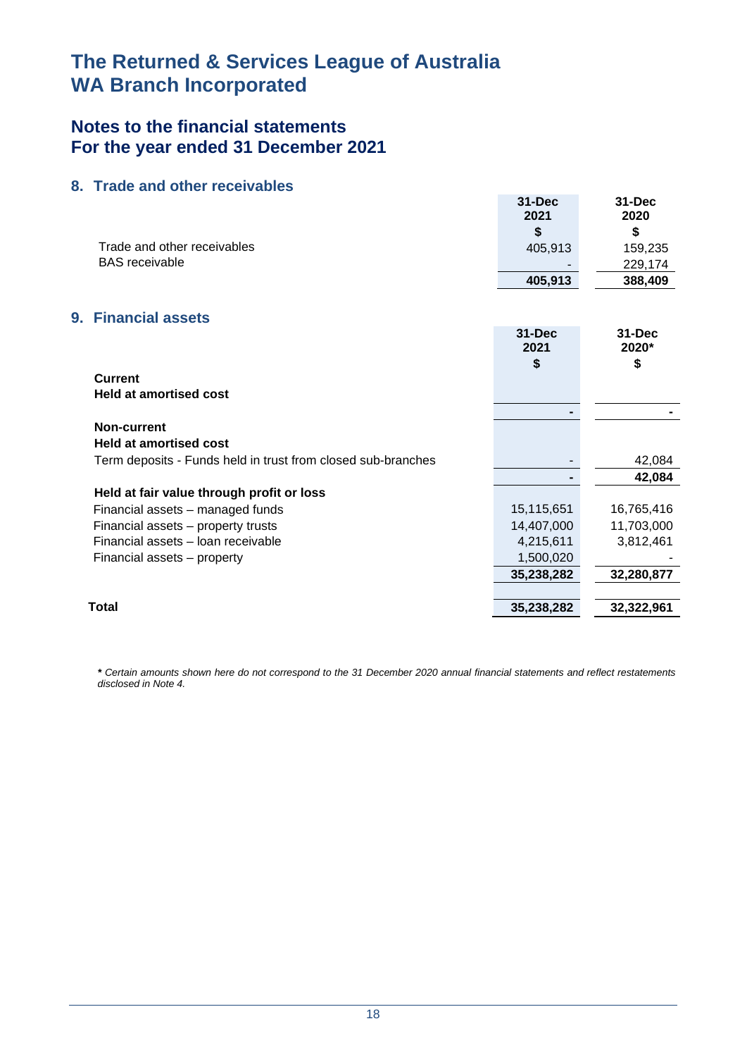# The Returned & Services League of Australia
# WA Branch Incorporated

## Notes to the financial statements
## For the year ended 31 December 2021

### 8. Trade and other receivables

| | 31-Dec 2021 $ | 31-Dec 2020 $ |
|---|---|---|
| Trade and other receivables | 405,913 | 159,235 |
| BAS receivable | - | 229,174 |
| | **405,913** | **388,409** |

### 9. Financial assets

| | 31-Dec 2021 $ | 31-Dec 2020* $ |
|---|---|---|
| **Current** | | |
| **Held at amortised cost** | | |
| | **-** | **-** |
| **Non-current** | | |
| **Held at amortised cost** | | |
| Term deposits - Funds held in trust from closed sub-branches | - | 42,084 |
| | **-** | **42,084** |
| **Held at fair value through profit or loss** | | |
| Financial assets – managed funds | 15,115,651 | 16,765,416 |
| Financial assets – property trusts | 14,407,000 | 11,703,000 |
| Financial assets – loan receivable | 4,215,611 | 3,812,461 |
| Financial assets – property | 1,500,020 | - |
| | **35,238,282** | **32,280,877** |
| **Total** | **35,238,282** | **32,322,961** |

*\* Certain amounts shown here do not correspond to the 31 December 2020 annual financial statements and reflect restatements disclosed in Note 4.*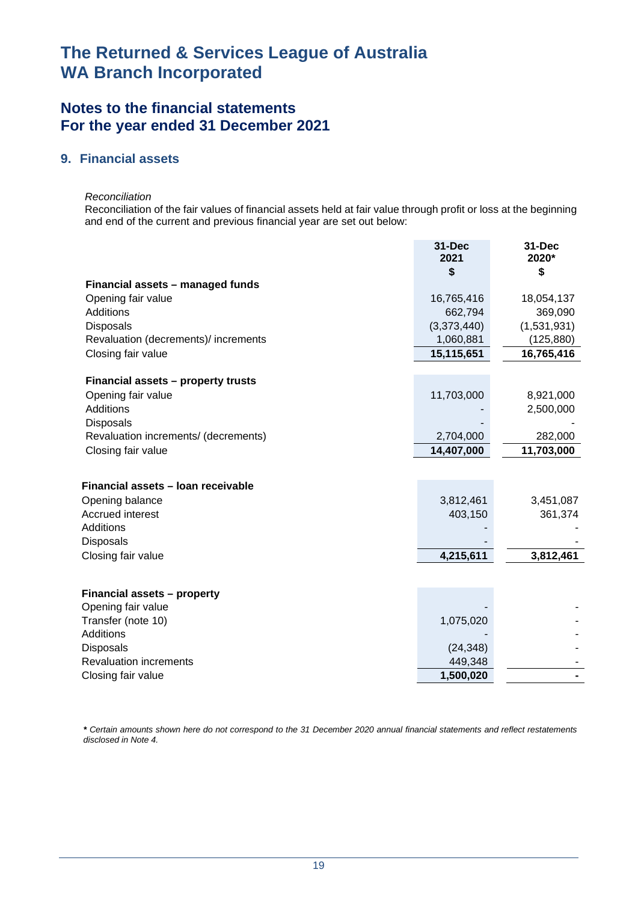# The Returned & Services League of Australia WA Branch Incorporated

## Notes to the financial statements For the year ended 31 December 2021

### 9. Financial assets

*Reconciliation*

Reconciliation of the fair values of financial assets held at fair value through profit or loss at the beginning and end of the current and previous financial year are set out below:

| | 31-Dec 2021 $ | 31-Dec 2020* $ |
|---|---|---|
| **Financial assets – managed funds** | | |
| Opening fair value | 16,765,416 | 18,054,137 |
| Additions | 662,794 | 369,090 |
| Disposals | (3,373,440) | (1,531,931) |
| Revaluation (decrements)/ increments | 1,060,881 | (125,880) |
| Closing fair value | **15,115,651** | **16,765,416** |
| | | |
| **Financial assets – property trusts** | | |
| Opening fair value | 11,703,000 | 8,921,000 |
| Additions | - | 2,500,000 |
| Disposals | - | - |
| Revaluation increments/ (decrements) | 2,704,000 | 282,000 |
| Closing fair value | **14,407,000** | **11,703,000** |
| | | |
| **Financial assets – loan receivable** | | |
| Opening balance | 3,812,461 | 3,451,087 |
| Accrued interest | 403,150 | 361,374 |
| Additions | - | - |
| Disposals | - | - |
| Closing fair value | **4,215,611** | **3,812,461** |
| | | |
| **Financial assets – property** | | |
| Opening fair value | - | - |
| Transfer (note 10) | 1,075,020 | - |
| Additions | - | - |
| Disposals | (24,348) | - |
| Revaluation increments | 449,348 | - |
| Closing fair value | **1,500,020** | **-** |

***** *Certain amounts shown here do not correspond to the 31 December 2020 annual financial statements and reflect restatements disclosed in Note 4.*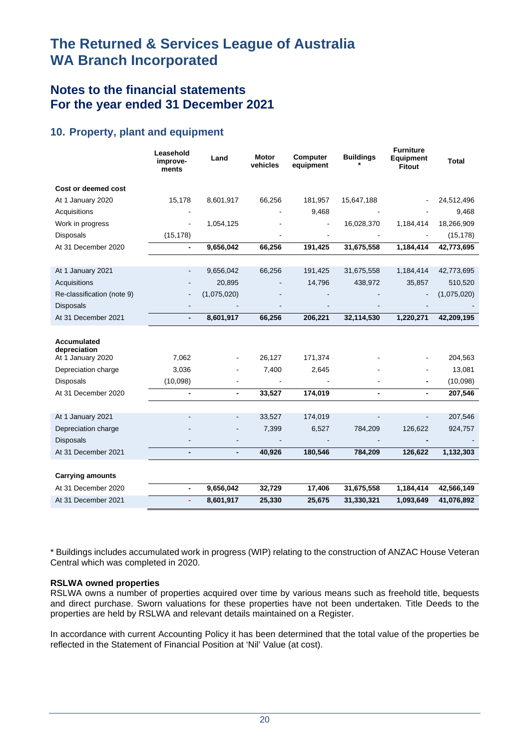# The Returned & Services League of Australia WA Branch Incorporated

## Notes to the financial statements For the year ended 31 December 2021

### 10. Property, plant and equipment

| | Leasehold improve-ments | Land | Motor vehicles | Computer equipment | Buildings * | Furniture Equipment Fitout | Total |
|---|---|---|---|---|---|---|---|
| **Cost or deemed cost** | | | | | | | |
| At 1 January 2020 | 15,178 | 8,601,917 | 66,256 | 181,957 | 15,647,188 | - | 24,512,496 |
| Acquisitions | - | | - | 9,468 | | - | 9,468 |
| Work in progress | - | 1,054,125 | - | - | 16,028,370 | 1,184,414 | 18,266,909 |
| Disposals | (15,178) | | - | - | - | - | (15,178) |
| At 31 December 2020 | - | **9,656,042** | **66,256** | **191,425** | **31,675,558** | **1,184,414** | **42,773,695** |
| | | | | | | | |
| At 1 January 2021 | - | 9,656,042 | 66,256 | 191,425 | 31,675,558 | 1,184,414 | 42,773,695 |
| Acquisitions | - | 20,895 | - | 14,796 | 438,972 | 35,857 | 510,520 |
| Re-classification (note 9) | - | (1,075,020) | - | - | - | - | (1,075,020) |
| Disposals | - | - | - | - | - | - | - |
| At 31 December 2021 | - | **8,601,917** | **66,256** | **206,221** | **32,114,530** | **1,220,271** | **42,209,195** |
| | | | | | | | |
| **Accumulated depreciation** | | | | | | | |
| At 1 January 2020 | 7,062 | - | 26,127 | 171,374 | - | - | 204,563 |
| Depreciation charge | 3,036 | - | 7,400 | 2,645 | - | - | 13,081 |
| Disposals | (10,098) | - | - | - | - | - | (10,098) |
| At 31 December 2020 | - | - | **33,527** | **174,019** | - | - | **207,546** |
| | | | | | | | |
| At 1 January 2021 | - | - | 33,527 | 174,019 | - | - | 207,546 |
| Depreciation charge | - | - | 7,399 | 6,527 | 784,209 | 126,622 | 924,757 |
| Disposals | - | - | - | - | - | - | - |
| At 31 December 2021 | - | - | **40,926** | **180,546** | **784,209** | **126,622** | **1,132,303** |
| | | | | | | | |
| **Carrying amounts** | | | | | | | |
| At 31 December 2020 | - | **9,656,042** | **32,729** | **17,406** | **31,675,558** | **1,184,414** | **42,566,149** |
| At 31 December 2021 | - | **8,601,917** | **25,330** | **25,675** | **31,330,321** | **1,093,649** | **41,076,892** |

\* Buildings includes accumulated work in progress (WIP) relating to the construction of ANZAC House Veteran Central which was completed in 2020.

**RSLWA owned properties**

RSLWA owns a number of properties acquired over time by various means such as freehold title, bequests and direct purchase. Sworn valuations for these properties have not been undertaken. Title Deeds to the properties are held by RSLWA and relevant details maintained on a Register.

In accordance with current Accounting Policy it has been determined that the total value of the properties be reflected in the Statement of Financial Position at 'Nil' Value (at cost).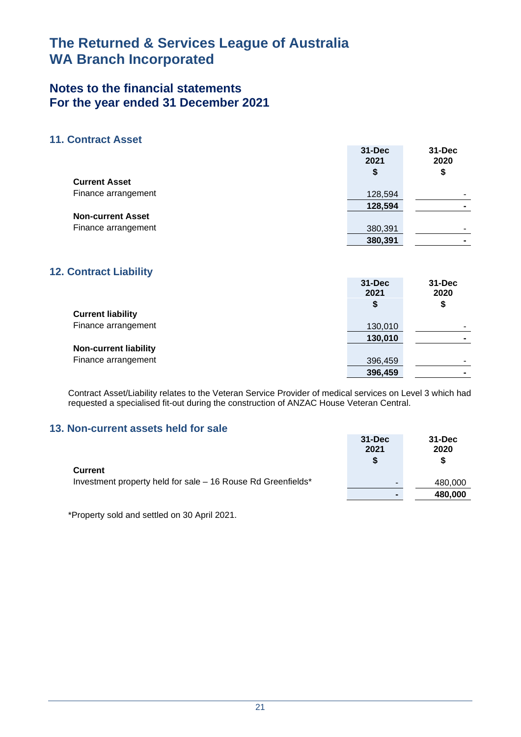# The Returned & Services League of Australia WA Branch Incorporated

## Notes to the financial statements For the year ended 31 December 2021

### 11. Contract Asset

| | 31-Dec 2021 $ | 31-Dec 2020 $ |
|---|---|---|
| **Current Asset** | | |
| Finance arrangement | 128,594 | - |
| | **128,594** | **-** |
| **Non-current Asset** | | |
| Finance arrangement | 380,391 | - |
| | **380,391** | **-** |

### 12. Contract Liability

| | 31-Dec 2021 $ | 31-Dec 2020 $ |
|---|---|---|
| **Current liability** | | |
| Finance arrangement | 130,010 | - |
| | **130,010** | **-** |
| **Non-current liability** | | |
| Finance arrangement | 396,459 | - |
| | **396,459** | **-** |

Contract Asset/Liability relates to the Veteran Service Provider of medical services on Level 3 which had requested a specialised fit-out during the construction of ANZAC House Veteran Central.

### 13. Non-current assets held for sale

| | 31-Dec 2021 $ | 31-Dec 2020 $ |
|---|---|---|
| **Current** | | |
| Investment property held for sale – 16 Rouse Rd Greenfields* | - | 480,000 |
| | **-** | **480,000** |

*Property sold and settled on 30 April 2021.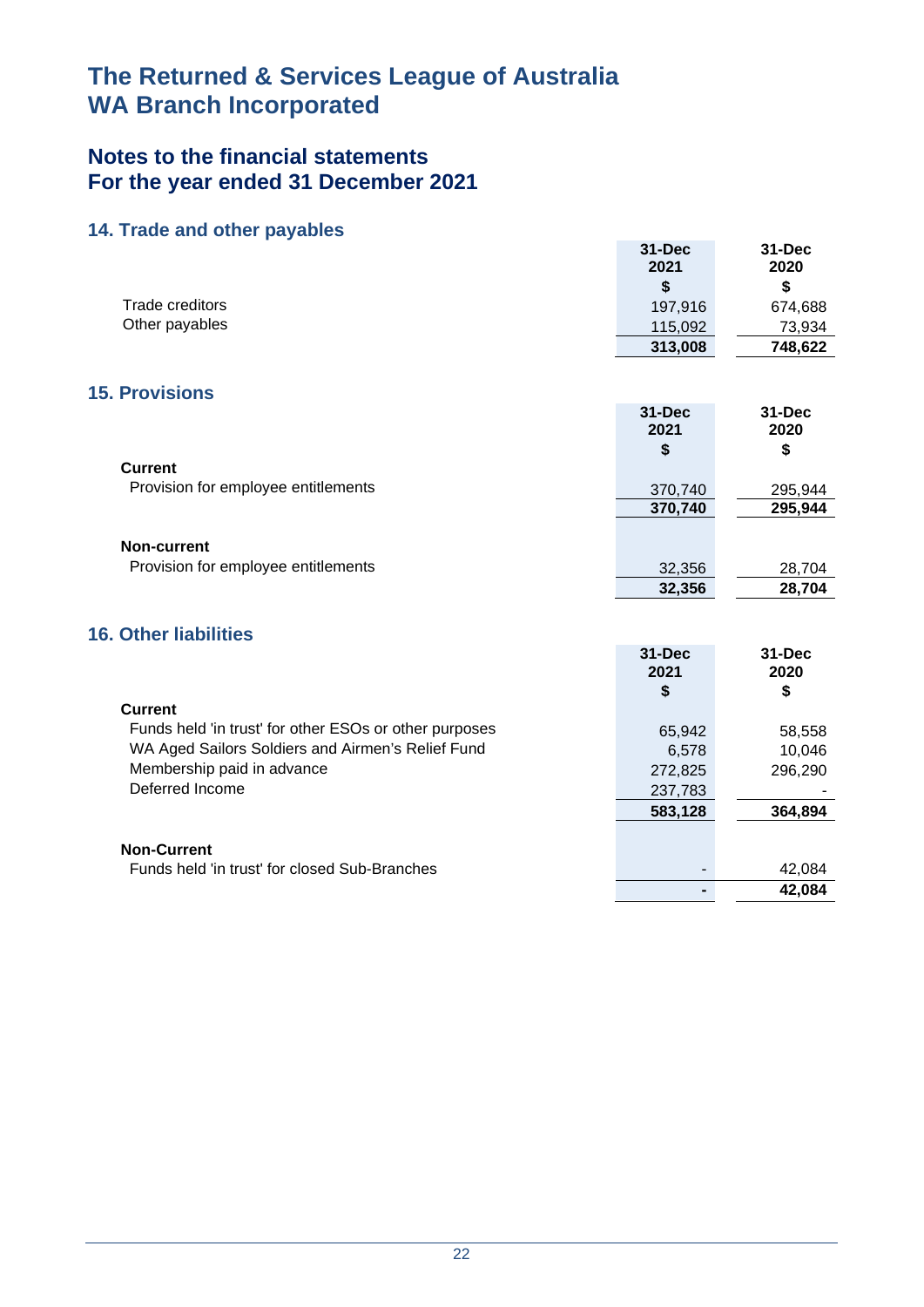# The Returned & Services League of Australia WA Branch Incorporated

## Notes to the financial statements For the year ended 31 December 2021

### 14. Trade and other payables

| | 31-Dec 2021 $ | 31-Dec 2020 $ |
|---|---|---|
| Trade creditors | 197,916 | 674,688 |
| Other payables | 115,092 | 73,934 |
| | **313,008** | **748,622** |

### 15. Provisions

| | 31-Dec 2021 $ | 31-Dec 2020 $ |
|---|---|---|
| **Current** | | |
| Provision for employee entitlements | 370,740 | 295,944 |
| | **370,740** | **295,944** |
| **Non-current** | | |
| Provision for employee entitlements | 32,356 | 28,704 |
| | **32,356** | **28,704** |

### 16. Other liabilities

| | 31-Dec 2021 $ | 31-Dec 2020 $ |
|---|---|---|
| **Current** | | |
| Funds held 'in trust' for other ESOs or other purposes | 65,942 | 58,558 |
| WA Aged Sailors Soldiers and Airmen's Relief Fund | 6,578 | 10,046 |
| Membership paid in advance | 272,825 | 296,290 |
| Deferred Income | 237,783 | - |
| | **583,128** | **364,894** |
| **Non-Current** | | |
| Funds held 'in trust' for closed Sub-Branches | - | 42,084 |
| | **-** | **42,084** |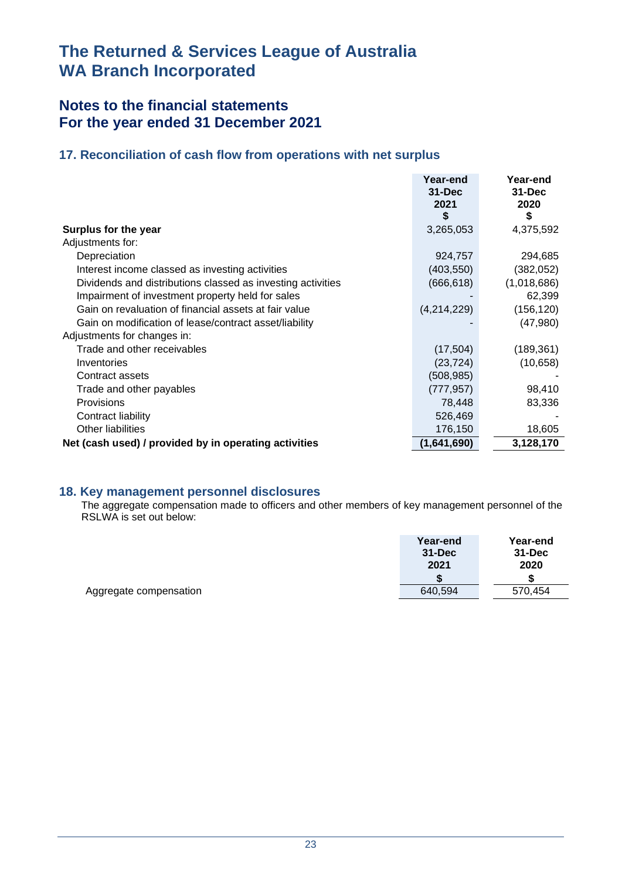# The Returned & Services League of Australia
# WA Branch Incorporated

## Notes to the financial statements
## For the year ended 31 December 2021

### 17. Reconciliation of cash flow from operations with net surplus

| | Year-end 31-Dec 2021 $ | Year-end 31-Dec 2020 $ |
|---|---|---|
| **Surplus for the year** | 3,265,053 | 4,375,592 |
| Adjustments for: | | |
| Depreciation | 924,757 | 294,685 |
| Interest income classed as investing activities | (403,550) | (382,052) |
| Dividends and distributions classed as investing activities | (666,618) | (1,018,686) |
| Impairment of investment property held for sales | - | 62,399 |
| Gain on revaluation of financial assets at fair value | (4,214,229) | (156,120) |
| Gain on modification of lease/contract asset/liability | - | (47,980) |
| Adjustments for changes in: | | |
| Trade and other receivables | (17,504) | (189,361) |
| Inventories | (23,724) | (10,658) |
| Contract assets | (508,985) | - |
| Trade and other payables | (777,957) | 98,410 |
| Provisions | 78,448 | 83,336 |
| Contract liability | 526,469 | - |
| Other liabilities | 176,150 | 18,605 |
| **Net (cash used) / provided by in operating activities** | **(1,641,690)** | **3,128,170** |

### 18. Key management personnel disclosures

The aggregate compensation made to officers and other members of key management personnel of the RSLWA is set out below:

| | Year-end 31-Dec 2021 $ | Year-end 31-Dec 2020 $ |
|---|---|---|
| Aggregate compensation | 640,594 | 570,454 |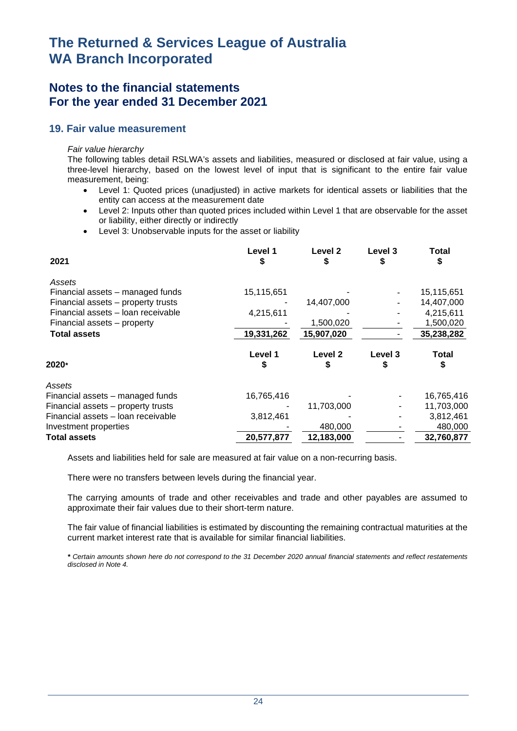# The Returned & Services League of Australia WA Branch Incorporated

## Notes to the financial statements For the year ended 31 December 2021

### 19. Fair value measurement

*Fair value hierarchy*

The following tables detail RSLWA's assets and liabilities, measured or disclosed at fair value, using a three-level hierarchy, based on the lowest level of input that is significant to the entire fair value measurement, being:

- Level 1: Quoted prices (unadjusted) in active markets for identical assets or liabilities that the entity can access at the measurement date
- Level 2: Inputs other than quoted prices included within Level 1 that are observable for the asset or liability, either directly or indirectly
- Level 3: Unobservable inputs for the asset or liability

| **2021** | **Level 1 $** | **Level 2 $** | **Level 3 $** | **Total $** |
|---|---|---|---|---|
| *Assets* | | | | |
| Financial assets – managed funds | 15,115,651 | - | - | 15,115,651 |
| Financial assets – property trusts | - | 14,407,000 | - | 14,407,000 |
| Financial assets – loan receivable | 4,215,611 | - | - | 4,215,611 |
| Financial assets – property | - | 1,500,020 | - | 1,500,020 |
| **Total assets** | **19,331,262** | **15,907,020** | - | **35,238,282** |

| **2020*** | **Level 1 $** | **Level 2 $** | **Level 3 $** | **Total $** |
|---|---|---|---|---|
| *Assets* | | | | |
| Financial assets – managed funds | 16,765,416 | - | - | 16,765,416 |
| Financial assets – property trusts | - | 11,703,000 | - | 11,703,000 |
| Financial assets – loan receivable | 3,812,461 | - | - | 3,812,461 |
| Investment properties | - | 480,000 | - | 480,000 |
| **Total assets** | **20,577,877** | **12,183,000** | - | **32,760,877** |

Assets and liabilities held for sale are measured at fair value on a non-recurring basis.

There were no transfers between levels during the financial year.

The carrying amounts of trade and other receivables and trade and other payables are assumed to approximate their fair values due to their short-term nature.

The fair value of financial liabilities is estimated by discounting the remaining contractual maturities at the current market interest rate that is available for similar financial liabilities.

*\* Certain amounts shown here do not correspond to the 31 December 2020 annual financial statements and reflect restatements disclosed in Note 4.*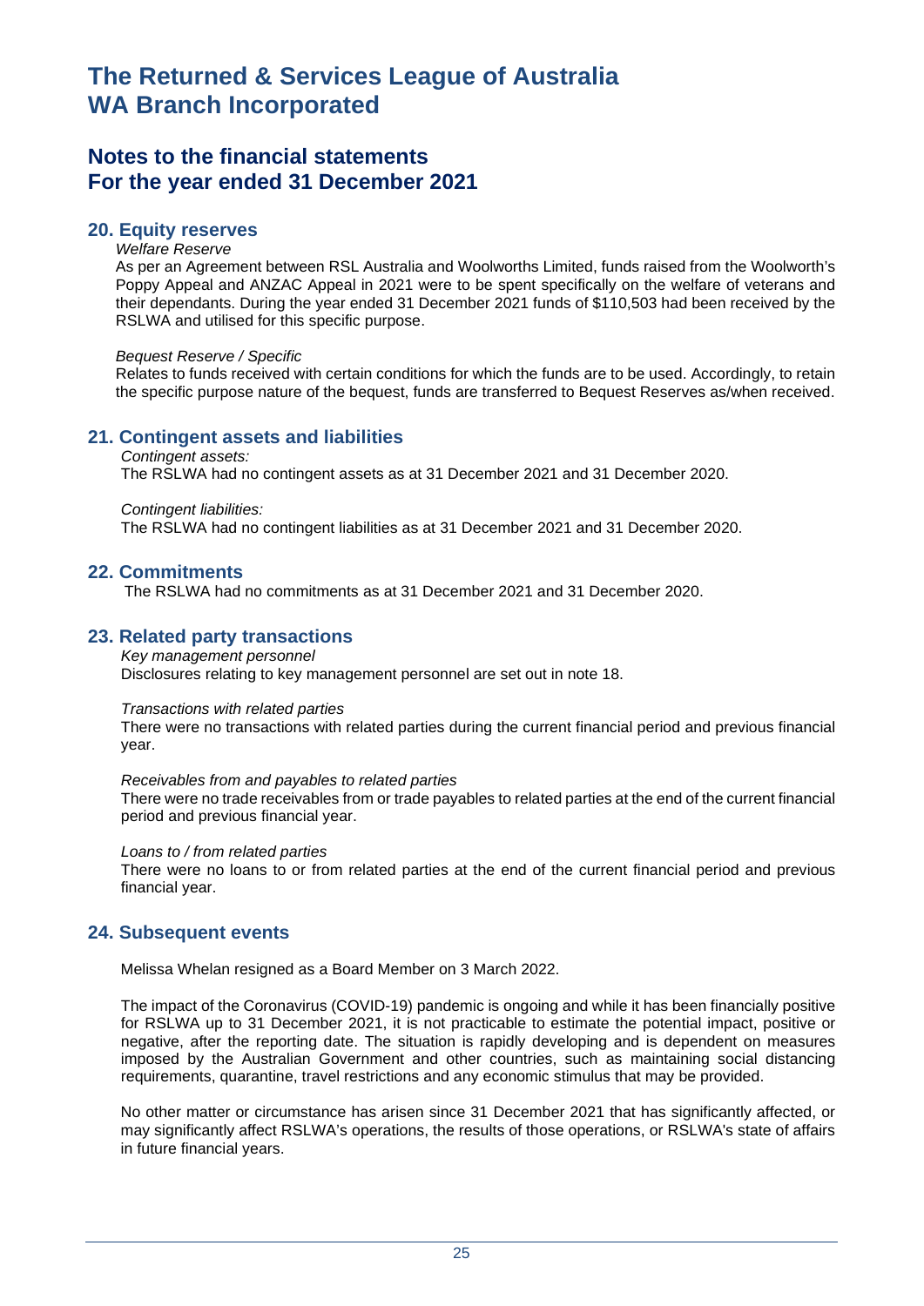# The Returned & Services League of Australia WA Branch Incorporated

## Notes to the financial statements For the year ended 31 December 2021

### 20. Equity reserves

*Welfare Reserve*

As per an Agreement between RSL Australia and Woolworths Limited, funds raised from the Woolworth's Poppy Appeal and ANZAC Appeal in 2021 were to be spent specifically on the welfare of veterans and their dependants. During the year ended 31 December 2021 funds of $110,503 had been received by the RSLWA and utilised for this specific purpose.

*Bequest Reserve / Specific*

Relates to funds received with certain conditions for which the funds are to be used. Accordingly, to retain the specific purpose nature of the bequest, funds are transferred to Bequest Reserves as/when received.

### 21. Contingent assets and liabilities

*Contingent assets:*

The RSLWA had no contingent assets as at 31 December 2021 and 31 December 2020.

*Contingent liabilities:*

The RSLWA had no contingent liabilities as at 31 December 2021 and 31 December 2020.

### 22. Commitments

The RSLWA had no commitments as at 31 December 2021 and 31 December 2020.

### 23. Related party transactions

*Key management personnel*

Disclosures relating to key management personnel are set out in note 18.

*Transactions with related parties*

There were no transactions with related parties during the current financial period and previous financial year.

*Receivables from and payables to related parties*

There were no trade receivables from or trade payables to related parties at the end of the current financial period and previous financial year.

*Loans to / from related parties*

There were no loans to or from related parties at the end of the current financial period and previous financial year.

### 24. Subsequent events

Melissa Whelan resigned as a Board Member on 3 March 2022.

The impact of the Coronavirus (COVID-19) pandemic is ongoing and while it has been financially positive for RSLWA up to 31 December 2021, it is not practicable to estimate the potential impact, positive or negative, after the reporting date. The situation is rapidly developing and is dependent on measures imposed by the Australian Government and other countries, such as maintaining social distancing requirements, quarantine, travel restrictions and any economic stimulus that may be provided.

No other matter or circumstance has arisen since 31 December 2021 that has significantly affected, or may significantly affect RSLWA's operations, the results of those operations, or RSLWA's state of affairs in future financial years.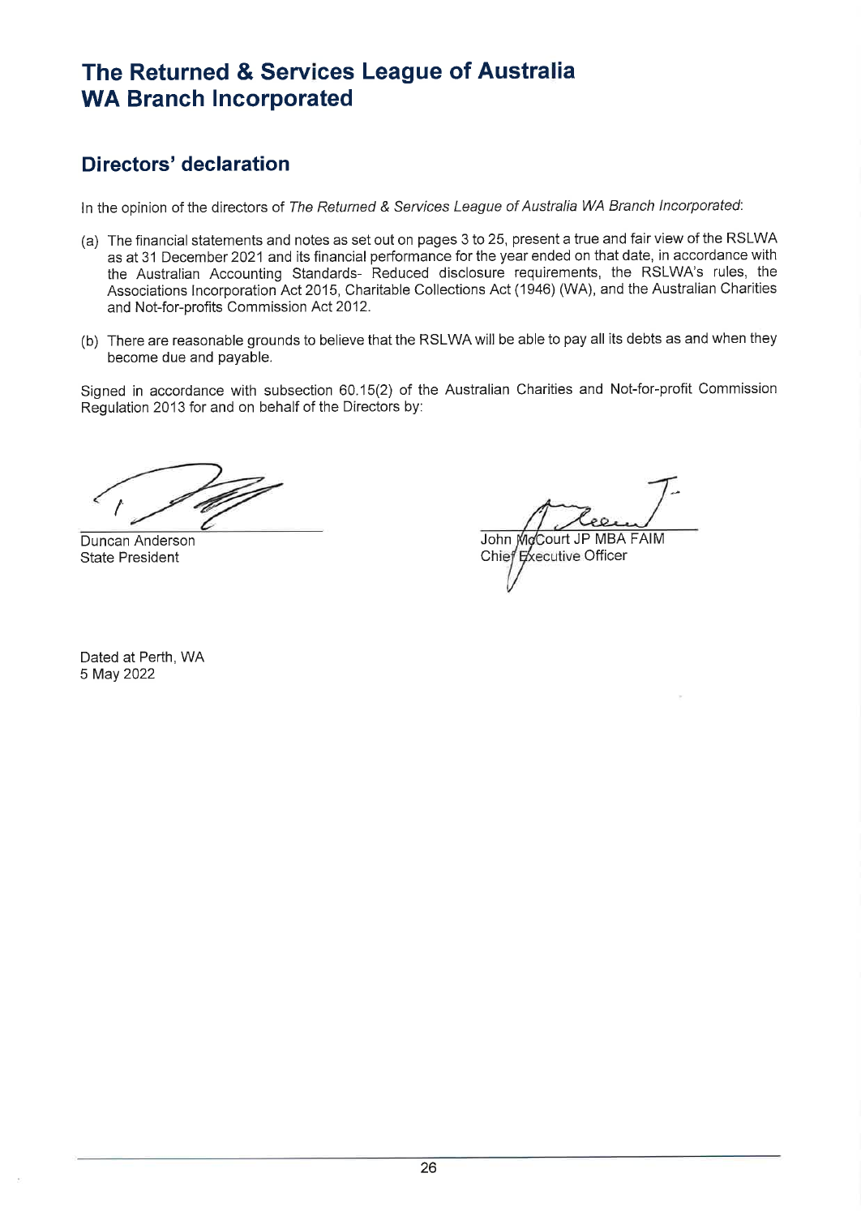# The Returned & Services League of Australia WA Branch Incorporated

## Directors' declaration

In the opinion of the directors of *The Returned & Services League of Australia WA Branch Incorporated*:

(a) The financial statements and notes as set out on pages 3 to 25, present a true and fair view of the RSLWA as at 31 December 2021 and its financial performance for the year ended on that date, in accordance with the Australian Accounting Standards- Reduced disclosure requirements, the RSLWA's rules, the Associations Incorporation Act 2015, Charitable Collections Act (1946) (WA), and the Australian Charities and Not-for-profits Commission Act 2012.

(b) There are reasonable grounds to believe that the RSLWA will be able to pay all its debts as and when they become due and payable.

Signed in accordance with subsection 60.15(2) of the Australian Charities and Not-for-profit Commission Regulation 2013 for and on behalf of the Directors by:

Duncan Anderson
State President

John McCourt JP MBA FAIM
Chief Executive Officer

Dated at Perth, WA
5 May 2022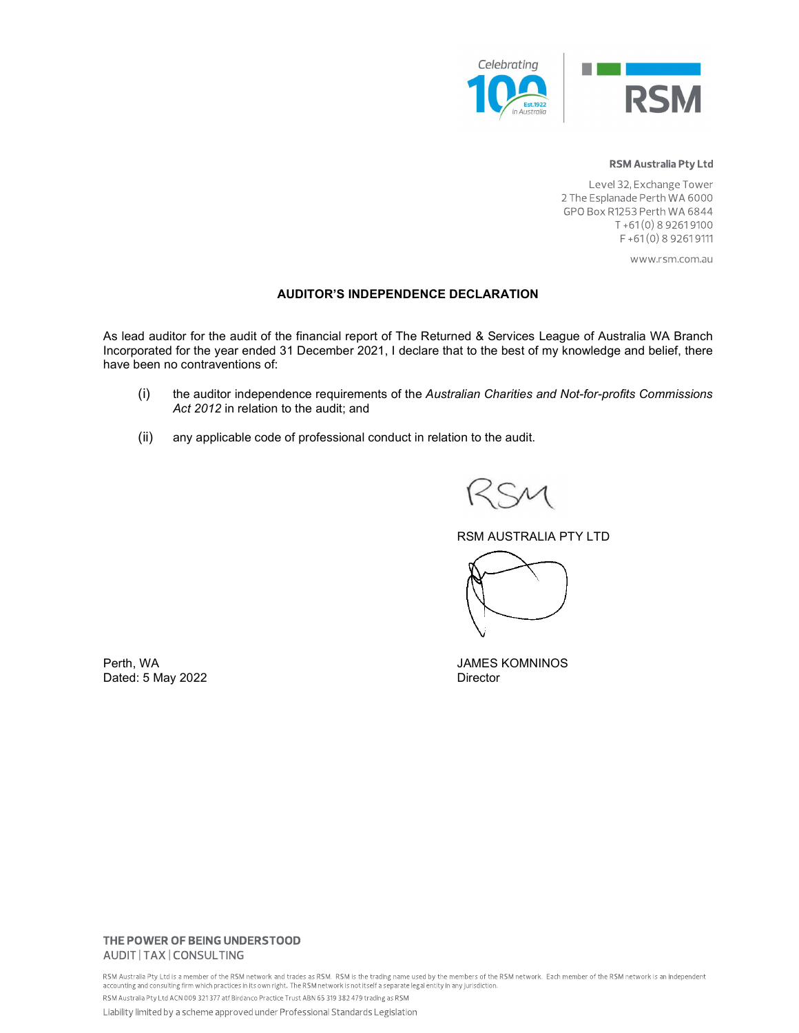**RSM Australia Pty Ltd**

Level 32, Exchange Tower
2 The Esplanade Perth WA 6000
GPO Box R1253 Perth WA 6844
T +61 (0) 8 9261 9100
F +61 (0) 8 9261 9111

www.rsm.com.au

## AUDITOR'S INDEPENDENCE DECLARATION

As lead auditor for the audit of the financial report of The Returned & Services League of Australia WA Branch Incorporated for the year ended 31 December 2021, I declare that to the best of my knowledge and belief, there have been no contraventions of:

(i) the auditor independence requirements of the *Australian Charities and Not-for-profits Commissions Act 2012* in relation to the audit; and

(ii) any applicable code of professional conduct in relation to the audit.

RSM AUSTRALIA PTY LTD

JAMES KOMNINOS
Director

Perth, WA
Dated: 5 May 2022

THE POWER OF BEING UNDERSTOOD
AUDIT | TAX | CONSULTING

RSM Australia Pty Ltd is a member of the RSM network and trades as RSM. RSM is the trading name used by the members of the RSM network. Each member of the RSM network is an independent accounting and consulting firm which practices in its own right. The RSM network is not itself a separate legal entity in any jurisdiction.

RSM Australia Pty Ltd ACN 009 321 377 atf Birdanco Practice Trust ABN 65 319 382 479 trading as RSM

Liability limited by a scheme approved under Professional Standards Legislation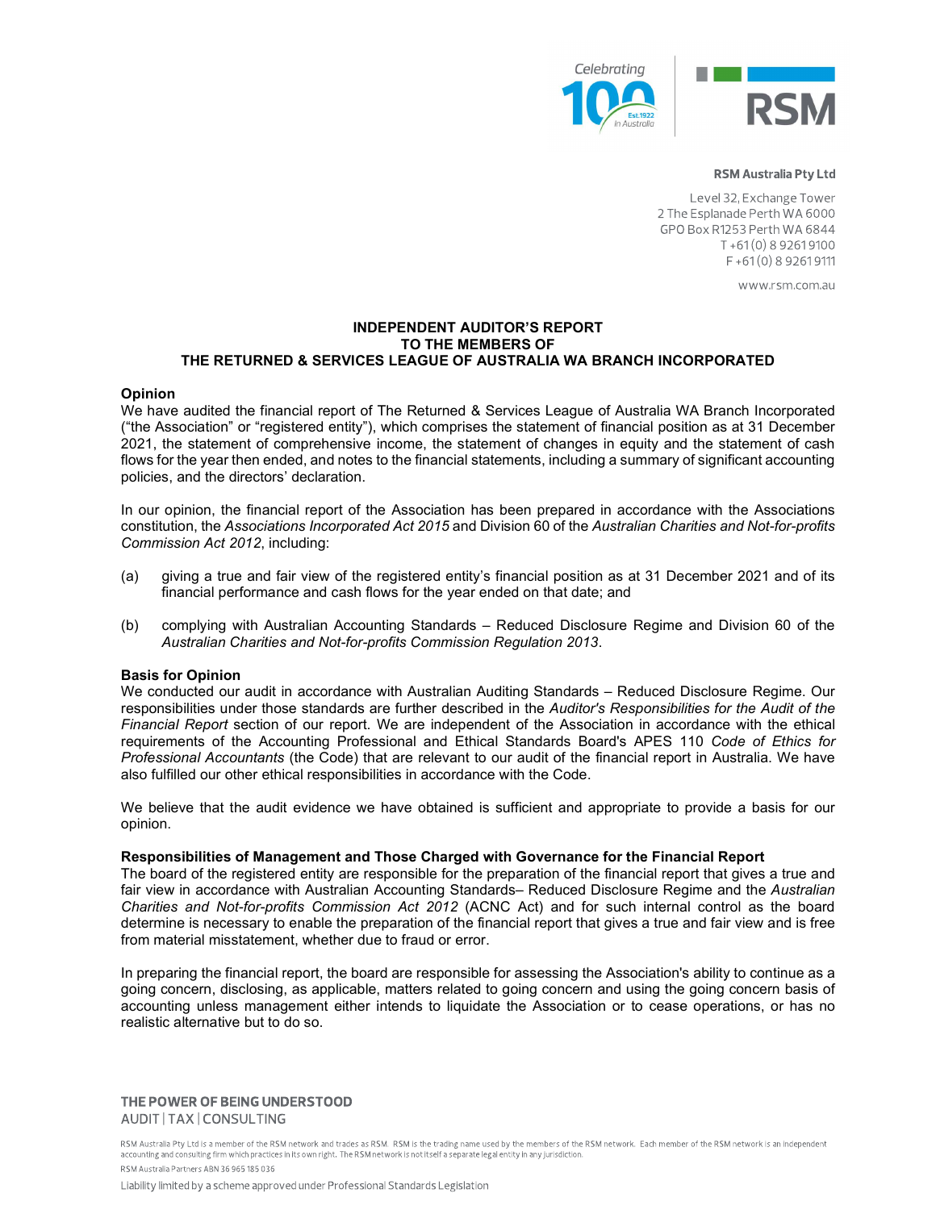**RSM Australia Pty Ltd**

Level 32, Exchange Tower
2 The Esplanade Perth WA 6000
GPO Box R1253 Perth WA 6844
T +61 (0) 8 9261 9100
F +61 (0) 8 9261 9111

www.rsm.com.au

**INDEPENDENT AUDITOR'S REPORT**
**TO THE MEMBERS OF**
**THE RETURNED & SERVICES LEAGUE OF AUSTRALIA WA BRANCH INCORPORATED**

**Opinion**

We have audited the financial report of The Returned & Services League of Australia WA Branch Incorporated ("the Association" or "registered entity"), which comprises the statement of financial position as at 31 December 2021, the statement of comprehensive income, the statement of changes in equity and the statement of cash flows for the year then ended, and notes to the financial statements, including a summary of significant accounting policies, and the directors' declaration.

In our opinion, the financial report of the Association has been prepared in accordance with the Associations constitution, the *Associations Incorporated Act 2015* and Division 60 of the *Australian Charities and Not-for-profits Commission Act 2012*, including:

(a) giving a true and fair view of the registered entity's financial position as at 31 December 2021 and of its financial performance and cash flows for the year ended on that date; and

(b) complying with Australian Accounting Standards – Reduced Disclosure Regime and Division 60 of the *Australian Charities and Not-for-profits Commission Regulation 2013*.

**Basis for Opinion**

We conducted our audit in accordance with Australian Auditing Standards – Reduced Disclosure Regime. Our responsibilities under those standards are further described in the *Auditor's Responsibilities for the Audit of the Financial Report* section of our report. We are independent of the Association in accordance with the ethical requirements of the Accounting Professional and Ethical Standards Board's APES 110 *Code of Ethics for Professional Accountants* (the Code) that are relevant to our audit of the financial report in Australia. We have also fulfilled our other ethical responsibilities in accordance with the Code.

We believe that the audit evidence we have obtained is sufficient and appropriate to provide a basis for our opinion.

**Responsibilities of Management and Those Charged with Governance for the Financial Report**

The board of the registered entity are responsible for the preparation of the financial report that gives a true and fair view in accordance with Australian Accounting Standards– Reduced Disclosure Regime and the *Australian Charities and Not-for-profits Commission Act 2012* (ACNC Act) and for such internal control as the board determine is necessary to enable the preparation of the financial report that gives a true and fair view and is free from material misstatement, whether due to fraud or error.

In preparing the financial report, the board are responsible for assessing the Association's ability to continue as a going concern, disclosing, as applicable, matters related to going concern and using the going concern basis of accounting unless management either intends to liquidate the Association or to cease operations, or has no realistic alternative but to do so.

THE POWER OF BEING UNDERSTOOD
AUDIT | TAX | CONSULTING

RSM Australia Pty Ltd is a member of the RSM network and trades as RSM. RSM is the trading name used by the members of the RSM network. Each member of the RSM network is an independent accounting and consulting firm which practices in its own right. The RSM network is not itself a separate legal entity in any jurisdiction.

RSM Australia Partners ABN 36 965 185 036

Liability limited by a scheme approved under Professional Standards Legislation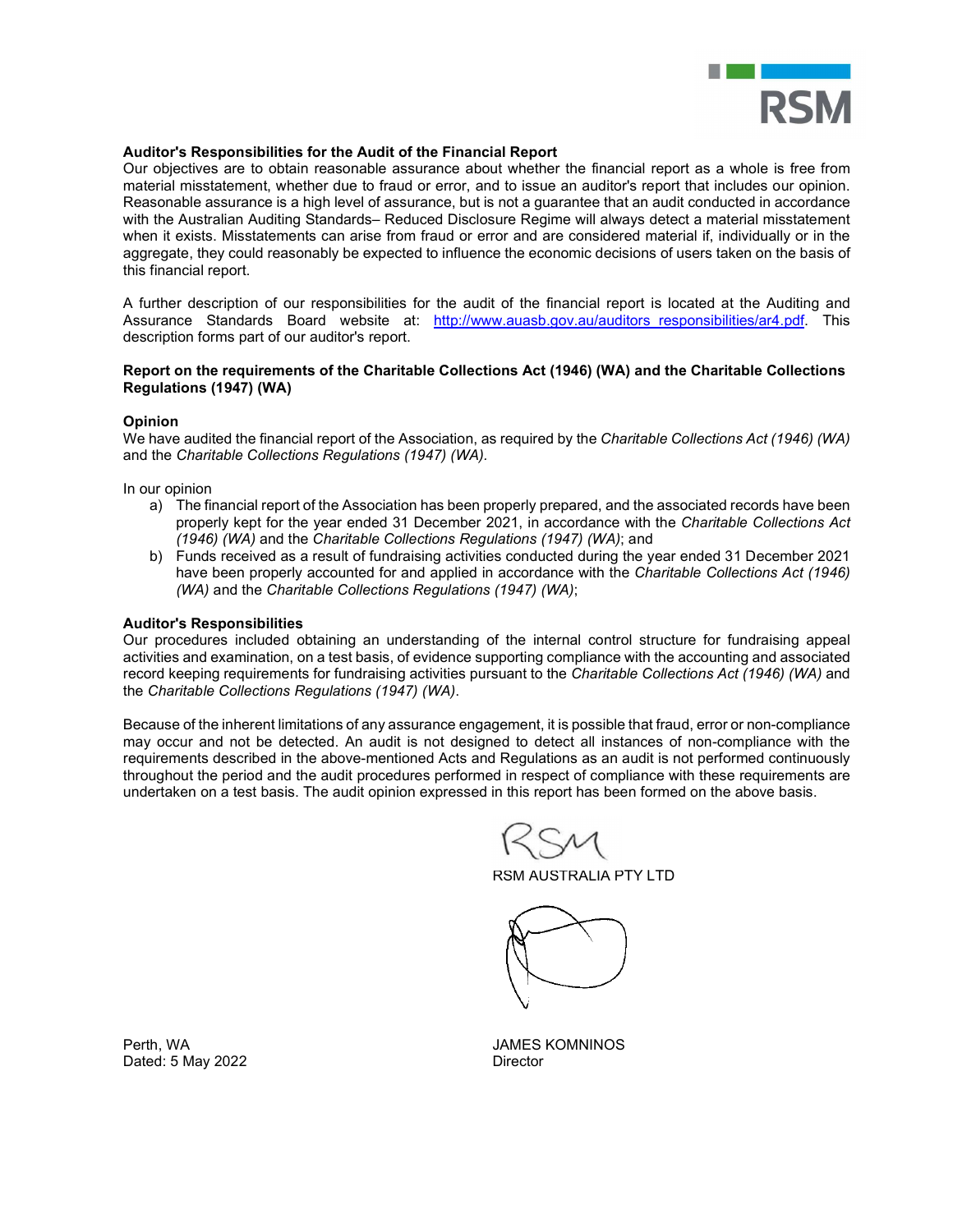**Auditor's Responsibilities for the Audit of the Financial Report**

Our objectives are to obtain reasonable assurance about whether the financial report as a whole is free from material misstatement, whether due to fraud or error, and to issue an auditor's report that includes our opinion. Reasonable assurance is a high level of assurance, but is not a guarantee that an audit conducted in accordance with the Australian Auditing Standards– Reduced Disclosure Regime will always detect a material misstatement when it exists. Misstatements can arise from fraud or error and are considered material if, individually or in the aggregate, they could reasonably be expected to influence the economic decisions of users taken on the basis of this financial report.

A further description of our responsibilities for the audit of the financial report is located at the Auditing and Assurance Standards Board website at: [http://www.auasb.gov.au/auditors_responsibilities/ar4.pdf](http://www.auasb.gov.au/auditors_responsibilities/ar4.pdf). This description forms part of our auditor's report.

**Report on the requirements of the Charitable Collections Act (1946) (WA) and the Charitable Collections Regulations (1947) (WA)**

**Opinion**

We have audited the financial report of the Association, as required by the *Charitable Collections Act (1946) (WA)* and the *Charitable Collections Regulations (1947) (WA).*

In our opinion

a) The financial report of the Association has been properly prepared, and the associated records have been properly kept for the year ended 31 December 2021, in accordance with the *Charitable Collections Act (1946) (WA)* and the *Charitable Collections Regulations (1947) (WA)*; and
b) Funds received as a result of fundraising activities conducted during the year ended 31 December 2021 have been properly accounted for and applied in accordance with the *Charitable Collections Act (1946) (WA)* and the *Charitable Collections Regulations (1947) (WA)*;

**Auditor's Responsibilities**

Our procedures included obtaining an understanding of the internal control structure for fundraising appeal activities and examination, on a test basis, of evidence supporting compliance with the accounting and associated record keeping requirements for fundraising activities pursuant to the *Charitable Collections Act (1946) (WA)* and the *Charitable Collections Regulations (1947) (WA)*.

Because of the inherent limitations of any assurance engagement, it is possible that fraud, error or non-compliance may occur and not be detected. An audit is not designed to detect all instances of non-compliance with the requirements described in the above-mentioned Acts and Regulations as an audit is not performed continuously throughout the period and the audit procedures performed in respect of compliance with these requirements are undertaken on a test basis. The audit opinion expressed in this report has been formed on the above basis.

RSM AUSTRALIA PTY LTD

Perth, WA
Dated: 5 May 2022

JAMES KOMNINOS
Director